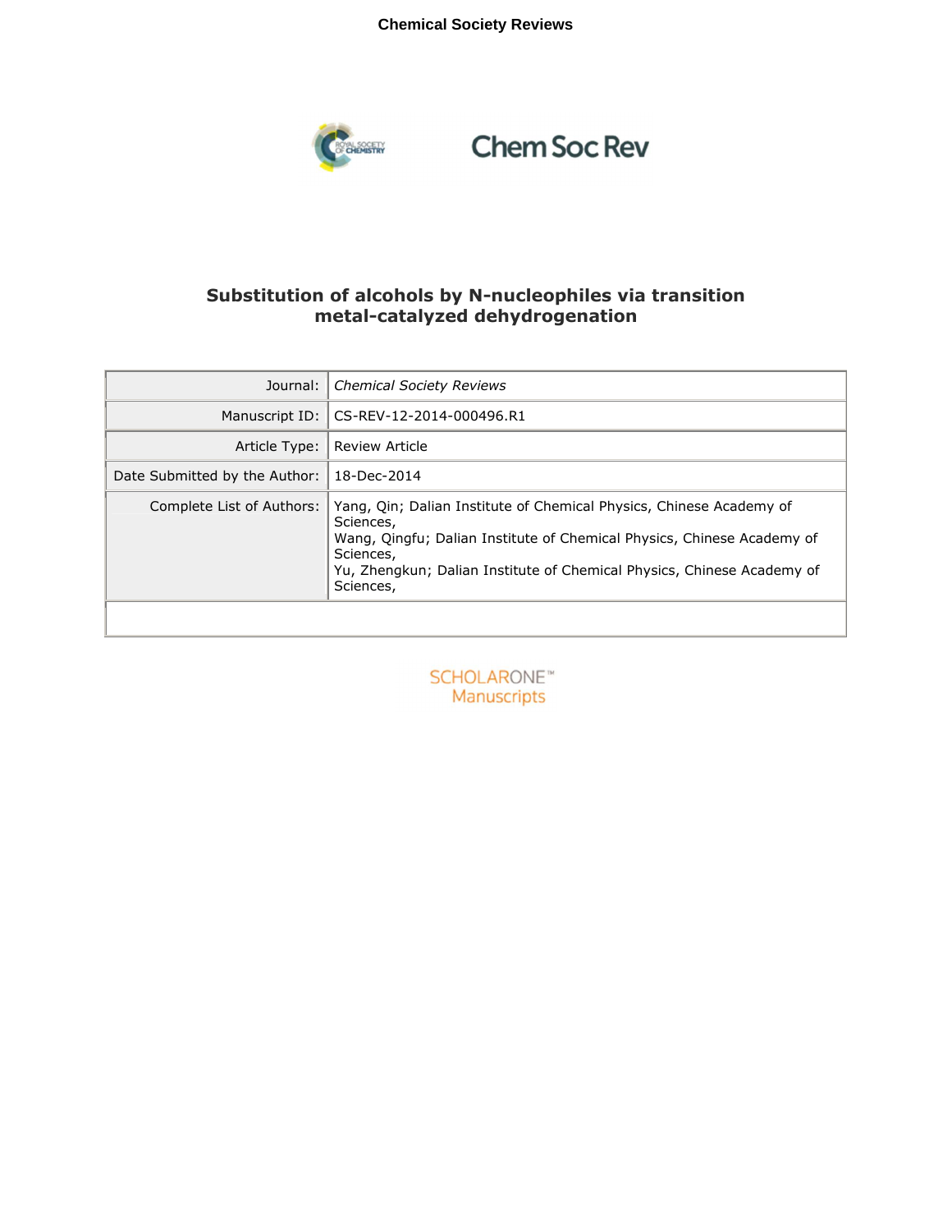# Substitution of alcohols by N-nucleophiles via transition metal-catalyzed dehydrogenation

| | |
|---|---|
| Journal: | *Chemical Society Reviews* |
| Manuscript ID: | CS-REV-12-2014-000496.R1 |
| Article Type: | Review Article |
| Date Submitted by the Author: | 18-Dec-2014 |
| Complete List of Authors: | Yang, Qin; Dalian Institute of Chemical Physics, Chinese Academy of Sciences,<br>Wang, Qingfu; Dalian Institute of Chemical Physics, Chinese Academy of Sciences,<br>Yu, Zhengkun; Dalian Institute of Chemical Physics, Chinese Academy of Sciences, |

SCHOLARONE™
Manuscripts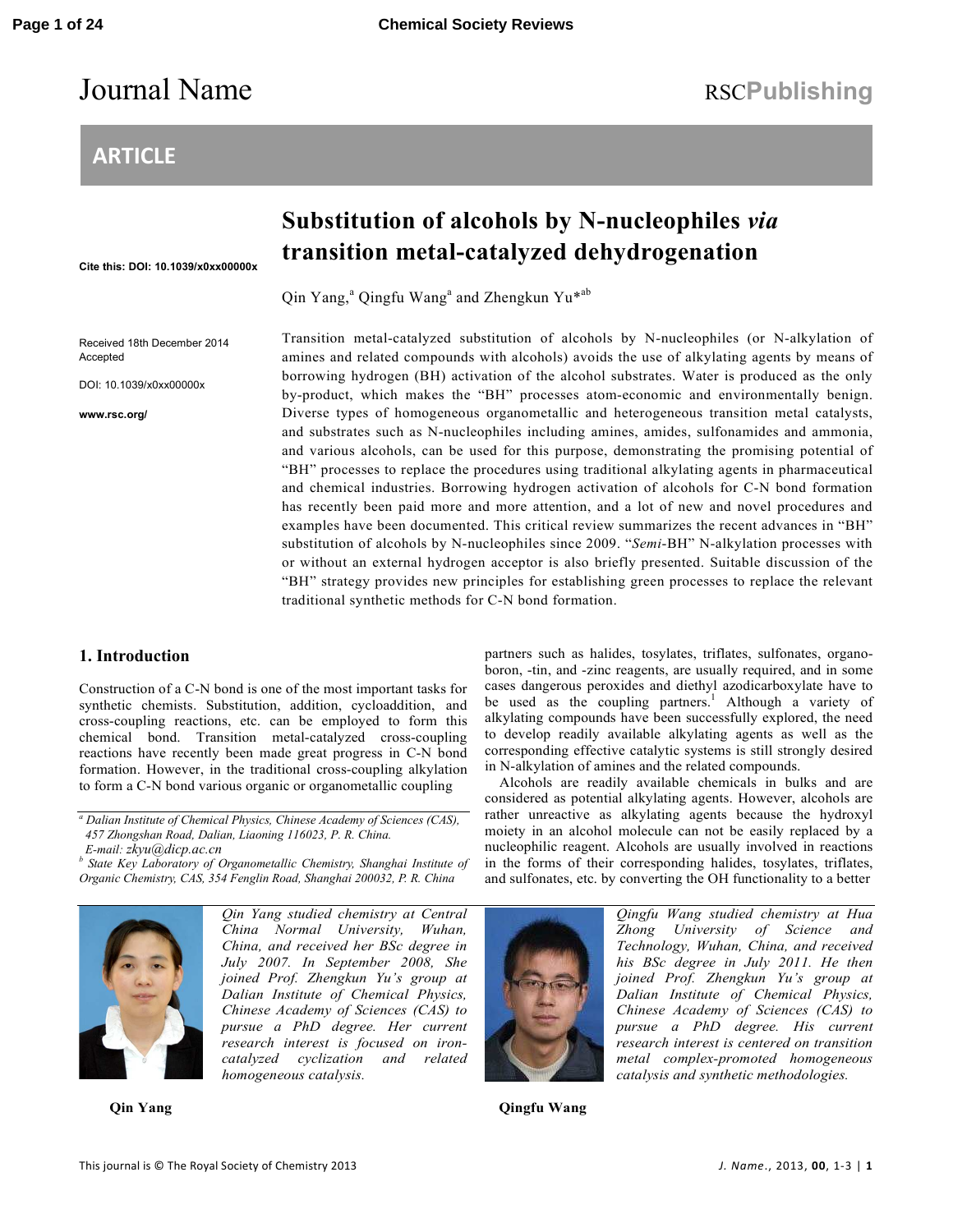# Journal Name

RSCPublishing

## ARTICLE

# Substitution of alcohols by N-nucleophiles *via* transition metal-catalyzed dehydrogenation

Cite this: DOI: 10.1039/x0xx00000x

Qin Yang,[a] Qingfu Wang[a] and Zhengkun Yu*[ab]

Received 18th December 2014
Accepted

DOI: 10.1039/x0xx00000x

www.rsc.org/

Transition metal-catalyzed substitution of alcohols by N-nucleophiles (or N-alkylation of amines and related compounds with alcohols) avoids the use of alkylating agents by means of borrowing hydrogen (BH) activation of the alcohol substrates. Water is produced as the only by-product, which makes the "BH" processes atom-economic and environmentally benign. Diverse types of homogeneous organometallic and heterogeneous transition metal catalysts, and substrates such as N-nucleophiles including amines, amides, sulfonamides and ammonia, and various alcohols, can be used for this purpose, demonstrating the promising potential of "BH" processes to replace the procedures using traditional alkylating agents in pharmaceutical and chemical industries. Borrowing hydrogen activation of alcohols for C-N bond formation has recently been paid more and more attention, and a lot of new and novel procedures and examples have been documented. This critical review summarizes the recent advances in "BH" substitution of alcohols by N-nucleophiles since 2009. "*Semi*-BH" N-alkylation processes with or without an external hydrogen acceptor is also briefly presented. Suitable discussion of the "BH" strategy provides new principles for establishing green processes to replace the relevant traditional synthetic methods for C-N bond formation.

## 1. Introduction

Construction of a C-N bond is one of the most important tasks for synthetic chemists. Substitution, addition, cycloaddition, and cross-coupling reactions, etc. can be employed to form this chemical bond. Transition metal-catalyzed cross-coupling reactions have recently been made great progress in C-N bond formation. However, in the traditional cross-coupling alkylation to form a C-N bond various organic or organometallic coupling partners such as halides, tosylates, triflates, sulfonates, organo-boron, -tin, and -zinc reagents, are usually required, and in some cases dangerous peroxides and diethyl azodicarboxylate have to be used as the coupling partners.[1] Although a variety of alkylating compounds have been successfully explored, the need to develop readily available alkylating agents as well as the corresponding effective catalytic systems is still strongly desired in N-alkylation of amines and the related compounds.

Alcohols are readily available chemicals in bulks and are considered as potential alkylating agents. However, alcohols are rather unreactive as alkylating agents because the hydroxyl moiety in an alcohol molecule can not be easily replaced by a nucleophilic reagent. Alcohols are usually involved in reactions in the forms of their corresponding halides, tosylates, triflates, and sulfonates, etc. by converting the OH functionality to a better

[a] *Dalian Institute of Chemical Physics, Chinese Academy of Sciences (CAS), 457 Zhongshan Road, Dalian, Liaoning 116023, P. R. China. E-mail: zkyu@dicp.ac.cn*

[b] *State Key Laboratory of Organometallic Chemistry, Shanghai Institute of Organic Chemistry, CAS, 354 Fenglin Road, Shanghai 200032, P. R. China*

*Qin Yang studied chemistry at Central China Normal University, Wuhan, China, and received her BSc degree in July 2007. In September 2008, She joined Prof. Zhengkun Yu's group at Dalian Institute of Chemical Physics, Chinese Academy of Sciences (CAS) to pursue a PhD degree. Her current research interest is focused on iron-catalyzed cyclization and related homogeneous catalysis.*

**Qin Yang**

*Qingfu Wang studied chemistry at Hua Zhong University of Science and Technology, Wuhan, China, and received his BSc degree in July 2011. He then joined Prof. Zhengkun Yu's group at Dalian Institute of Chemical Physics, Chinese Academy of Sciences (CAS) to pursue a PhD degree. His current research interest is centered on transition metal complex-promoted homogeneous catalysis and synthetic methodologies.*

**Qingfu Wang**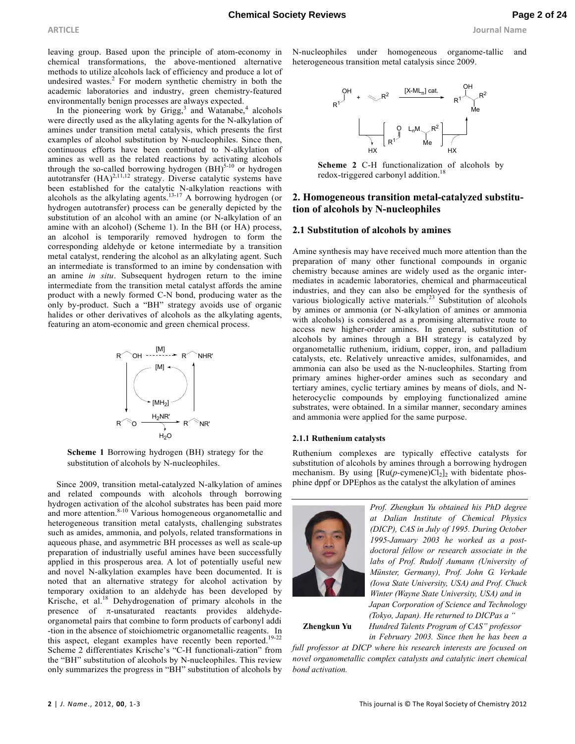leaving group. Based upon the principle of atom-economy in chemical transformations, the above-mentioned alternative methods to utilize alcohols lack of efficiency and produce a lot of undesired wastes.[2] For modern synthetic chemistry in both the academic laboratories and industry, green chemistry-featured environmentally benign processes are always expected.

In the pioneering work by Grigg,[3] and Watanabe,[4] alcohols were directly used as the alkylating agents for the N-alkylation of amines under transition metal catalysis, which presents the first examples of alcohol substitution by N-nucleophiles. Since then, continuous efforts have been contributed to N-alkylation of amines as well as the related reactions by activating alcohols through the so-called borrowing hydrogen (BH)[5-10] or hydrogen autotransfer (HA)[2,11,12] strategy. Diverse catalytic systems have been established for the catalytic N-alkylation reactions with alcohols as the alkylating agents.[13-17] A borrowing hydrogen (or hydrogen autotransfer) process can be generally depicted by the substitution of an alcohol with an amine (or N-alkylation of an amine with an alcohol) (Scheme 1). In the BH (or HA) process, an alcohol is temporarily removed hydrogen to form the corresponding aldehyde or ketone intermediate by a transition metal catalyst, rendering the alcohol as an alkylating agent. Such an intermediate is transformed to an imine by condensation with an amine *in situ*. Subsequent hydrogen return to the imine intermediate from the transition metal catalyst affords the amine product with a newly formed C-N bond, producing water as the only by-product. Such a "BH" strategy avoids use of organic halides or other derivatives of alcohols as the alkylating agents, featuring an atom-economic and green chemical process.

**Scheme 1** Borrowing hydrogen (BH) strategy for the substitution of alcohols by N-nucleophiles.

Since 2009, transition metal-catalyzed N-alkylation of amines and related compounds with alcohols through borrowing hydrogen activation of the alcohol substrates has been paid more and more attention.[8-10] Various homogeneous organometallic and heterogeneous transition metal catalysts, challenging substrates such as amides, ammonia, and polyols, related transformations in aqueous phase, and asymmetric BH processes as well as scale-up preparation of industrially useful amines have been successfully applied in this prosperous area. A lot of potentially useful new and novel N-alkylation examples have been documented. It is noted that an alternative strategy for alcohol activation by temporary oxidation to an aldehyde has been developed by Krische, et al.[18] Dehydrogenation of primary alcohols in the presence of π-unsaturated reactants provides aldehyde-organometal pairs that combine to form products of carbonyl addi -tion in the absence of stoichiometric organometallic reagents. In this aspect, elegant examples have recently been reported.[19-22] Scheme 2 differentiates Krische's "C-H functionali-zation" from the "BH" substitution of alcohols by N-nucleophiles. This review only summarizes the progress in "BH" substitution of alcohols by N-nucleophiles under homogeneous organome-tallic and heterogeneous transition metal catalysis since 2009.

**Scheme 2** C-H functionalization of alcohols by redox-triggered carbonyl addition.[18]

## 2. Homogeneous transition metal-catalyzed substitu-tion of alcohols by N-nucleophiles

### 2.1 Substitution of alcohols by amines

Amine synthesis may have received much more attention than the preparation of many other functional compounds in organic chemistry because amines are widely used as the organic inter-mediates in academic laboratories, chemical and pharmaceutical industries, and they can also be employed for the synthesis of various biologically active materials.[23] Substitution of alcohols by amines or ammonia (or N-alkylation of amines or ammonia with alcohols) is considered as a promising alternative route to access new higher-order amines. In general, substitution of alcohols by amines through a BH strategy is catalyzed by organometallic ruthenium, iridium, copper, iron, and palladium catalysts, etc. Relatively unreactive amides, sulfonamides, and ammonia can also be used as the N-nucleophiles. Starting from primary amines higher-order amines such as secondary and tertiary amines, cyclic tertiary amines by means of diols, and N-heterocyclic compounds by employing functionalized amine substrates, were obtained. In a similar manner, secondary amines and ammonia were applied for the same purpose.

#### 2.1.1 Ruthenium catalysts

Ruthenium complexes are typically effective catalysts for substitution of alcohols by amines through a borrowing hydrogen mechanism. By using $[Ru(p\text{-cymene})Cl_2]_2$ with bidentate phosphine dppf or DPEphos as the catalyst the alkylation of amines

**Zhengkun Yu**

*Prof. Zhengkun Yu obtained his PhD degree at Dalian Institute of Chemical Physics (DICP), CAS in July of 1995. During October 1995-January 2003 he worked as a post-doctoral fellow or research associate in the labs of Prof. Rudolf Aumann (University of Münster, Germany), Prof. John G. Verkade (Iowa State University, USA) and Prof. Chuck Winter (Wayne State University, USA) and in Japan Corporation of Science and Technology (Tokyo, Japan). He returned to DICPas a "Hundred Talents Program of CAS" professor in February 2003. Since then he has been a full professor at DICP where his research interests are focused on novel organometallic complex catalysts and catalytic inert chemical bond activation.*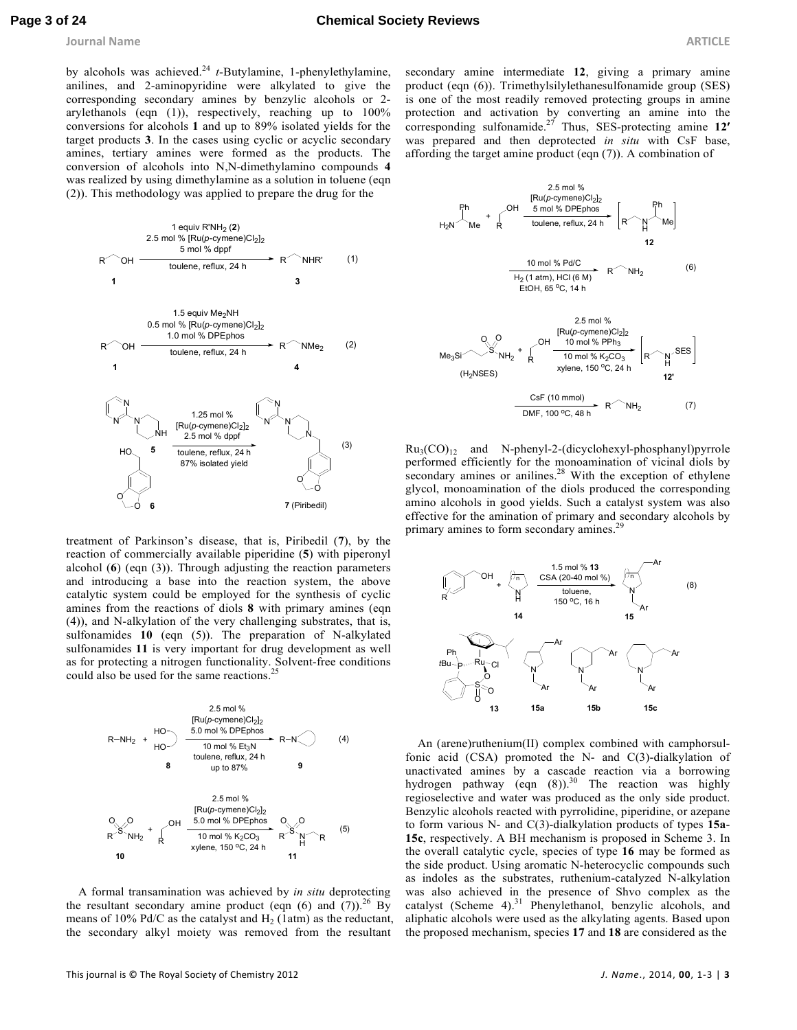by alcohols was achieved.[24] *t*-Butylamine, 1-phenylethylamine, anilines, and 2-aminopyridine were alkylated to give the corresponding secondary amines by benzylic alcohols or 2-arylethanols (eqn (1)), respectively, reaching up to 100% conversions for alcohols **1** and up to 89% isolated yields for the target products **3**. In the cases using cyclic or acyclic secondary amines, tertiary amines were formed as the products. The conversion of alcohols into N,N-dimethylamino compounds **4** was realized by using dimethylamine as a solution in toluene (eqn (2)). This methodology was applied to prepare the drug for the treatment of Parkinson's disease, that is, Piribedil (**7**), by the reaction of commercially available piperidine (**5**) with piperonyl alcohol (**6**) (eqn (3)). Through adjusting the reaction parameters and introducing a base into the reaction system, the above catalytic system could be employed for the synthesis of cyclic amines from the reactions of diols **8** with primary amines (eqn (4)), and N-alkylation of the very challenging substrates, that is, sulfonamides **10** (eqn (5)). The preparation of N-alkylated sulfonamides **11** is very important for drug development as well as for protecting a nitrogen functionality. Solvent-free conditions could also be used for the same reactions.[25]

A formal transamination was achieved by *in situ* deprotecting the resultant secondary amine product (eqn (6) and (7)).[26] By means of 10% Pd/C as the catalyst and $H_2$ (1atm) as the reductant, the secondary alkyl moiety was removed from the resultant secondary amine intermediate **12**, giving a primary amine product (eqn (6)). Trimethylsilylethanesulfonamide group (SES) is one of the most readily removed protecting groups in amine protection and activation by converting an amine into the corresponding sulfonamide.[27] Thus, SES-protecting amine **12′** was prepared and then deprotected *in situ* with CsF base, affording the target amine product (eqn (7)). A combination of $Ru_3(CO)_{12}$ and N-phenyl-2-(dicyclohexyl-phosphanyl)pyrrole performed efficiently for the monoamination of vicinal diols by secondary amines or anilines.[28] With the exception of ethylene glycol, monoamination of the diols produced the corresponding amino alcohols in good yields. Such a catalyst system was also effective for the amination of primary and secondary alcohols by primary amines to form secondary amines.[29]

An (arene)ruthenium(II) complex combined with camphorsulfonic acid (CSA) promoted the N- and C(3)-dialkylation of unactivated amines by a cascade reaction via a borrowing hydrogen pathway (eqn (8)).[30] The reaction was highly regioselective and water was produced as the only side product. Benzylic alcohols reacted with pyrrolidine, piperidine, or azepane to form various N- and C(3)-dialkylation products of types **15a**-**15c**, respectively. A BH mechanism is proposed in Scheme 3. In the overall catalytic cycle, species of type **16** may be formed as the side product. Using aromatic N-heterocyclic compounds such as indoles as the substrates, ruthenium-catalyzed N-alkylation was also achieved in the presence of Shvo complex as the catalyst (Scheme 4).[31] Phenylethanol, benzylic alcohols, and aliphatic alcohols were used as the alkylating agents. Based upon the proposed mechanism, species **17** and **18** are considered as the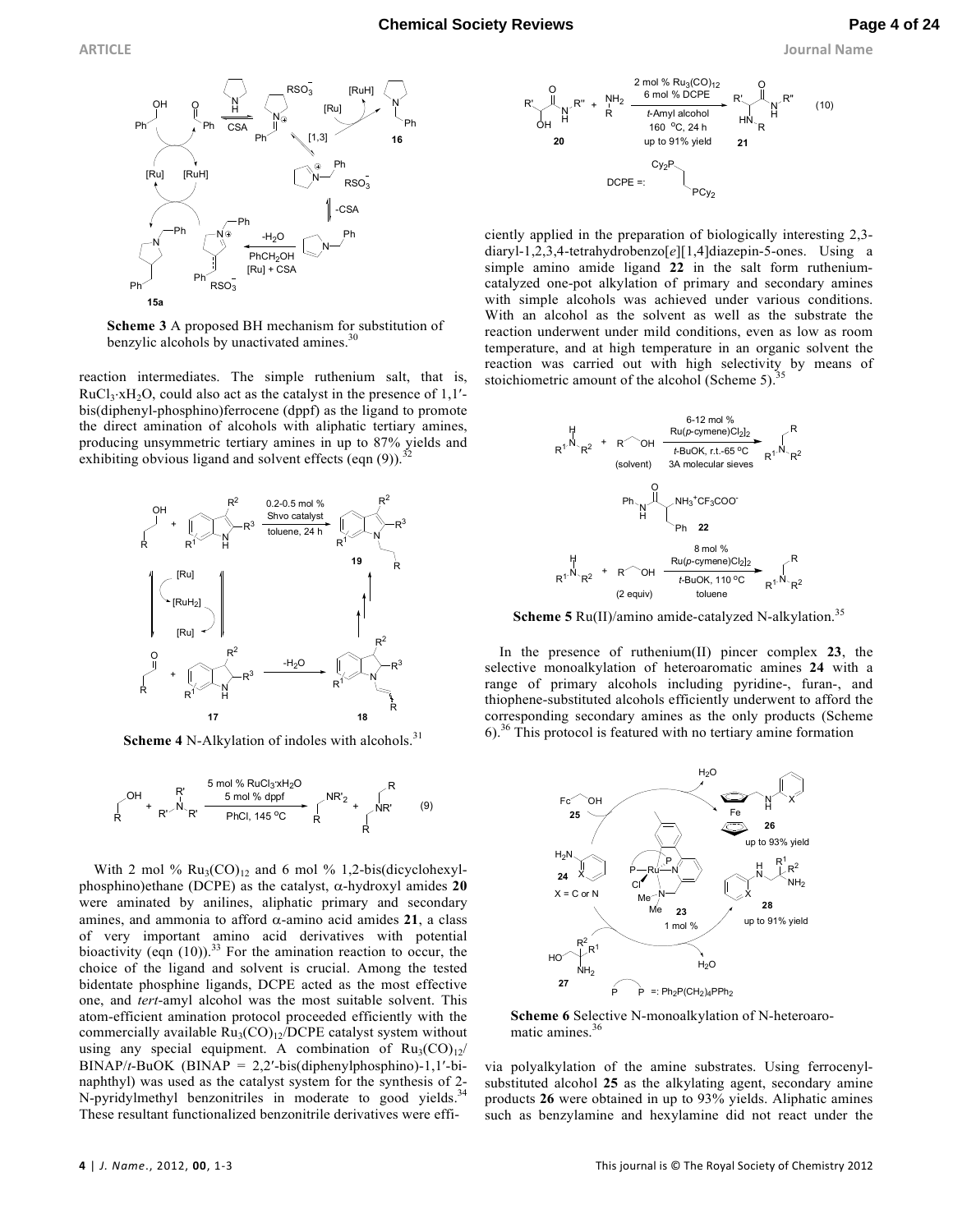**Scheme 3** A proposed BH mechanism for substitution of benzylic alcohols by unactivated amines.[30]

reaction intermediates. The simple ruthenium salt, that is, $RuCl_3{\cdot}xH_2O$, could also act as the catalyst in the presence of 1,1′-bis(diphenyl-phosphino)ferrocene (dppf) as the ligand to promote the direct amination of alcohols with aliphatic tertiary amines, producing unsymmetric tertiary amines in up to 87% yields and exhibiting obvious ligand and solvent effects (eqn (9)).[32]

**Scheme 4** N-Alkylation of indoles with alcohols.[31]

(9)

With 2 mol % $Ru_3(CO)_{12}$ and 6 mol % 1,2-bis(dicyclohexyl-phosphino)ethane (DCPE) as the catalyst, α-hydroxyl amides **20** were aminated by anilines, aliphatic primary and secondary amines, and ammonia to afford α-amino acid amides **21**, a class of very important amino acid derivatives with potential bioactivity (eqn (10)).[33] For the amination reaction to occur, the choice of the ligand and solvent is crucial. Among the tested bidentate phosphine ligands, DCPE acted as the most effective one, and *tert*-amyl alcohol was the most suitable solvent. This atom-efficient amination protocol proceeded efficiently with the commercially available $Ru_3(CO)_{12}$/DCPE catalyst system without using any special equipment. A combination of $Ru_3(CO)_{12}$/BINAP/*t*-BuOK (BINAP = 2,2′-bis(diphenylphosphino)-1,1′-bi-naphthyl) was used as the catalyst system for the synthesis of 2-N-pyridylmethyl benzonitriles in moderate to good yields.[34] These resultant functionalized benzonitrile derivatives were efficiently applied in the preparation of biologically interesting 2,3-diaryl-1,2,3,4-tetrahydrobenzo[*e*][1,4]diazepin-5-ones. Using a simple amino amide ligand **22** in the salt form ruthenium-catalyzed one-pot alkylation of primary and secondary amines with simple alcohols was achieved under various conditions. With an alcohol as the solvent as well as the substrate the reaction underwent under mild conditions, even as low as room temperature, and at high temperature in an organic solvent the reaction was carried out with high selectivity by means of stoichiometric amount of the alcohol (Scheme 5).[35]

(10)

**Scheme 5** Ru(II)/amino amide-catalyzed N-alkylation.[35]

In the presence of ruthenium(II) pincer complex **23**, the selective monoalkylation of heteroaromatic amines **24** with a range of primary alcohols including pyridine-, furan-, and thiophene-substituted alcohols efficiently underwent to afford the corresponding secondary amines as the only products (Scheme 6).[36] This protocol is featured with no tertiary amine formation via polyalkylation of the amine substrates. Using ferrocenyl-substituted alcohol **25** as the alkylating agent, secondary amine products **26** were obtained in up to 93% yields. Aliphatic amines such as benzylamine and hexylamine did not react under the

**Scheme 6** Selective N-monoalkylation of N-heteroaromatic amines.[36]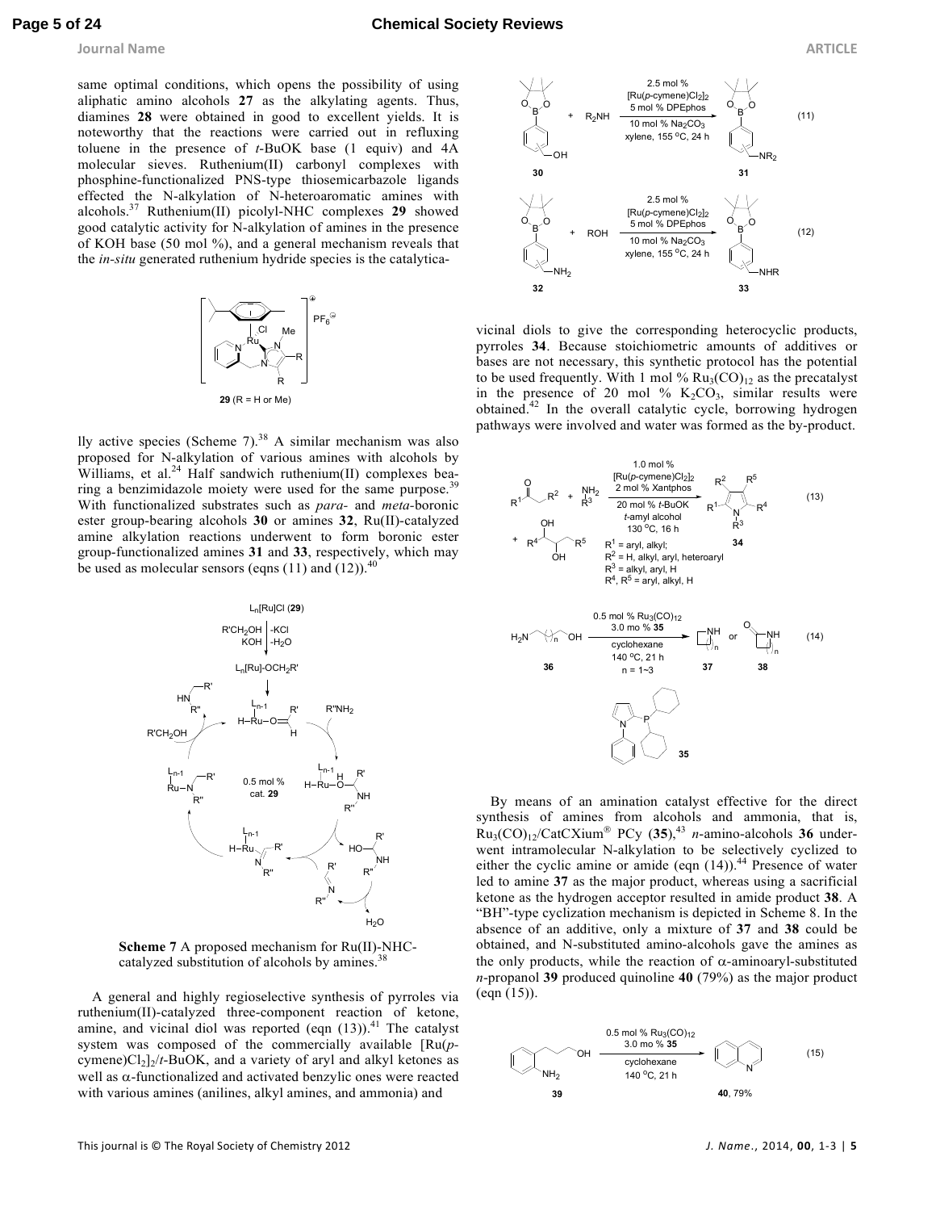same optimal conditions, which opens the possibility of using aliphatic amino alcohols **27** as the alkylating agents. Thus, diamines **28** were obtained in good to excellent yields. It is noteworthy that the reactions were carried out in refluxing toluene in the presence of *t*-BuOK base (1 equiv) and 4A molecular sieves. Ruthenium(II) carbonyl complexes with phosphine-functionalized PNS-type thiosemicarbazole ligands effected the N-alkylation of N-heteroaromatic amines with alcohols.[37] Ruthenium(II) picolyl-NHC complexes **29** showed good catalytic activity for N-alkylation of amines in the presence of KOH base (50 mol %), and a general mechanism reveals that the *in-situ* generated ruthenium hydride species is the catalytically active species (Scheme 7).[38] A similar mechanism was also proposed for N-alkylation of various amines with alcohols by Williams, et al.[24] Half sandwich ruthenium(II) complexes bearing a benzimidazole moiety were used for the same purpose.[39] With functionalized substrates such as *para*- and *meta*-boronic ester group-bearing alcohols **30** or amines **32**, Ru(II)-catalyzed amine alkylation reactions underwent to form boronic ester group-functionalized amines **31** and **33**, respectively, which may be used as molecular sensors (eqns (11) and (12)).[40]

**29** (R = H or Me)

**Scheme 7** A proposed mechanism for Ru(II)-NHC-catalyzed substitution of alcohols by amines.[38]

A general and highly regioselective synthesis of pyrroles via ruthenium(II)-catalyzed three-component reaction of ketone, amine, and vicinal diol was reported (eqn (13)).[41] The catalyst system was composed of the commercially available [Ru(*p*-cymene)$Cl_2$]$_2$/*t*-BuOK, and a variety of aryl and alkyl ketones as well as α-functionalized and activated benzylic ones were reacted with various amines (anilines, alkyl amines, and ammonia) and vicinal diols to give the corresponding heterocyclic products, pyrroles **34**. Because stoichiometric amounts of additives or bases are not necessary, this synthetic protocol has the potential to be used frequently. With 1 mol % $Ru_3(CO)_{12}$ as the precatalyst in the presence of 20 mol % $K_2CO_3$, similar results were obtained.[42] In the overall catalytic cycle, borrowing hydrogen pathways were involved and water was formed as the by-product.

(11) **30** + $R_2NH$ → **31** (2.5 mol % [Ru(*p*-cymene)$Cl_2$]$_2$, 5 mol % DPEphos, 10 mol % $Na_2CO_3$, xylene, 155 °C, 24 h)

(12) **32** + ROH → **33** (2.5 mol % [Ru(*p*-cymene)$Cl_2$]$_2$, 5 mol % DPEphos, 10 mol % $Na_2CO_3$, xylene, 155 °C, 24 h)

(13) ketone + $R^3NH_2$ + diol → **34** (1.0 mol % [Ru(*p*-cymene)$Cl_2$]$_2$, 2 mol % Xantphos, 20 mol % *t*-BuOK, *t*-amyl alcohol, 130 °C, 16 h); $R^1$ = aryl, alkyl; $R^2$ = H, alkyl, aryl, heteroaryl; $R^3$ = alkyl, aryl, H; $R^4$, $R^5$ = aryl, alkyl, H

(14) **36** → **37** or **38** (0.5 mol % $Ru_3(CO)_{12}$, 3.0 mo % **35**, cyclohexane, 140 °C, 21 h, n = 1~3)

**35**

By means of an amination catalyst effective for the direct synthesis of amines from alcohols and ammonia, that is, $Ru_3(CO)_{12}$/CatCXium® PCy (**35**),[43] *n*-amino-alcohols **36** underwent intramolecular N-alkylation to be selectively cyclized to either the cyclic amine or amide (eqn (14)).[44] Presence of water led to amine **37** as the major product, whereas using a sacrificial ketone as the hydrogen acceptor resulted in amide product **38**. A "BH"-type cyclization mechanism is depicted in Scheme 8. In the absence of an additive, only a mixture of **37** and **38** could be obtained, and N-substituted amino-alcohols gave the amines as the only products, while the reaction of α-aminoaryl-substituted *n*-propanol **39** produced quinoline **40** (79%) as the major product (eqn (15)).

(15) **39** → **40**, 79% (0.5 mol % $Ru_3(CO)_{12}$, 3.0 mo % **35**, cyclohexane, 140 °C, 21 h)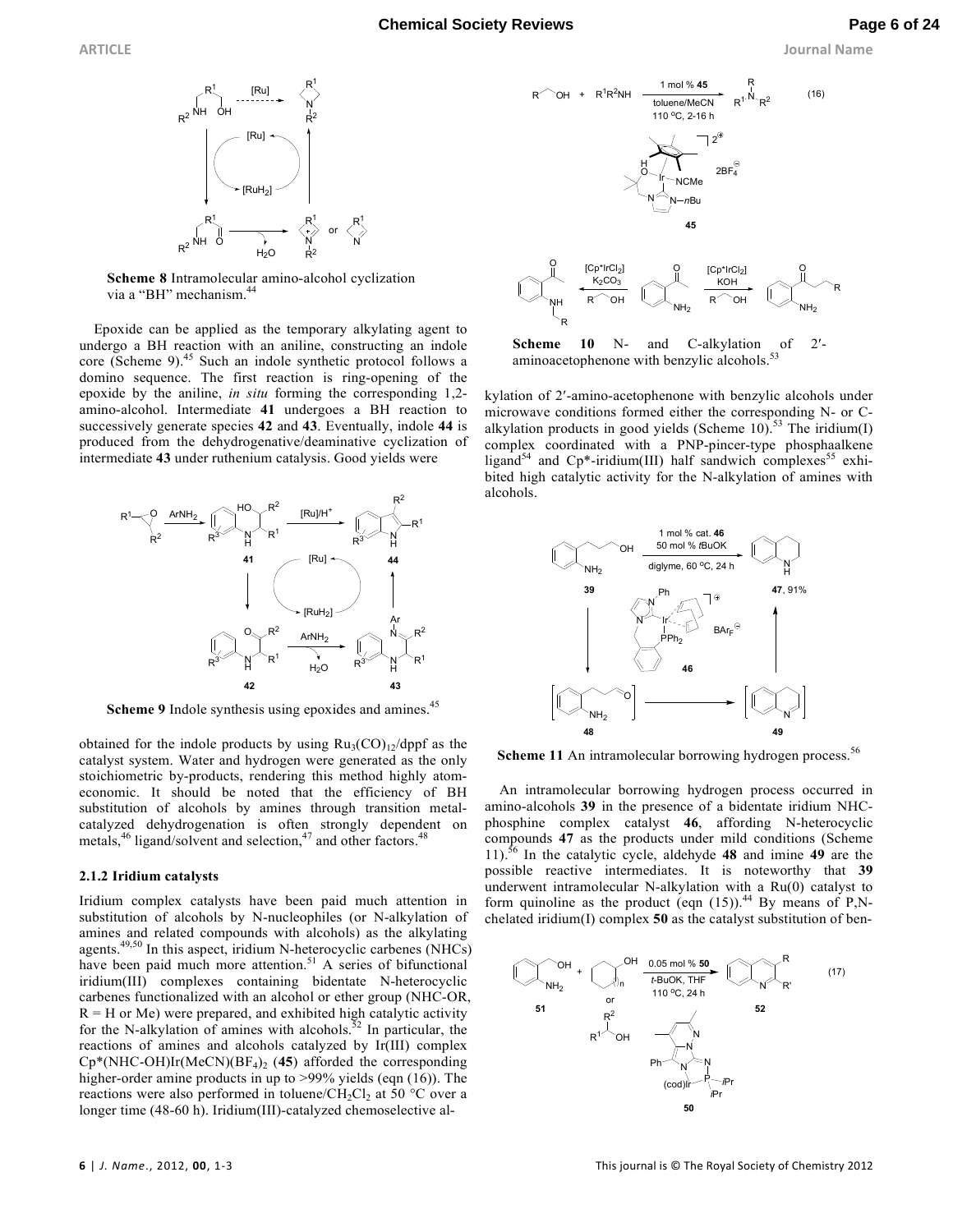**Scheme 8** Intramolecular amino-alcohol cyclization via a "BH" mechanism.[44]

Epoxide can be applied as the temporary alkylating agent to undergo a BH reaction with an aniline, constructing an indole core (Scheme 9).[45] Such an indole synthetic protocol follows a domino sequence. The first reaction is ring-opening of the epoxide by the aniline, *in situ* forming the corresponding 1,2-amino-alcohol. Intermediate **41** undergoes a BH reaction to successively generate species **42** and **43**. Eventually, indole **44** is produced from the dehydrogenative/deaminative cyclization of intermediate **43** under ruthenium catalysis. Good yields were obtained for the indole products by using $Ru_3(CO)_{12}$/dppf as the catalyst system. Water and hydrogen were generated as the only stoichiometric by-products, rendering this method highly atom-economic. It should be noted that the efficiency of BH substitution of alcohols by amines through transition metal-catalyzed dehydrogenation is often strongly dependent on metals,[46] ligand/solvent and selection,[47] and other factors.[48]

**Scheme 9** Indole synthesis using epoxides and amines.[45]

### 2.1.2 Iridium catalysts

Iridium complex catalysts have been paid much attention in substitution of alcohols by N-nucleophiles (or N-alkylation of amines and related compounds with alcohols) as the alkylating agents.[49,50] In this aspect, iridium N-heterocyclic carbenes (NHCs) have been paid much more attention.[51] A series of bifunctional iridium(III) complexes containing bidentate N-heterocyclic carbenes functionalized with an alcohol or ether group (NHC-OR, R = H or Me) were prepared, and exhibited high catalytic activity for the N-alkylation of amines with alcohols.[52] In particular, the reactions of amines and alcohols catalyzed by Ir(III) complex $Cp^*$(NHC-OH)Ir(MeCN)$(BF_4)_2$ (**45**) afforded the corresponding higher-order amine products in up to >99% yields (eqn (16)). The reactions were also performed in toluene/$CH_2Cl_2$ at 50 °C over a longer time (48-60 h). Iridium(III)-catalyzed chemoselective alkylation of 2′-amino-acetophenone with benzylic alcohols under microwave conditions formed either the corresponding N- or C-alkylation products in good yields (Scheme 10).[53] The iridium(I) complex coordinated with a PNP-pincer-type phosphaalkene ligand[54] and Cp*-iridium(III) half sandwich complexes[55] exhibited high catalytic activity for the N-alkylation of amines with alcohols.

(16)

**Scheme 10** N- and C-alkylation of 2′-aminoacetophenone with benzylic alcohols.[53]

**Scheme 11** An intramolecular borrowing hydrogen process.[56]

An intramolecular borrowing hydrogen process occurred in amino-alcohols **39** in the presence of a bidentate iridium NHC-phosphine complex catalyst **46**, affording N-heterocyclic compounds **47** as the products under mild conditions (Scheme 11).[56] In the catalytic cycle, aldehyde **48** and imine **49** are the possible reactive intermediates. It is noteworthy that **39** underwent intramolecular N-alkylation with a Ru(0) catalyst to form quinoline as the product (eqn (15)).[44] By means of P,N-chelated iridium(I) complex **50** as the catalyst substitution of ben-

(17)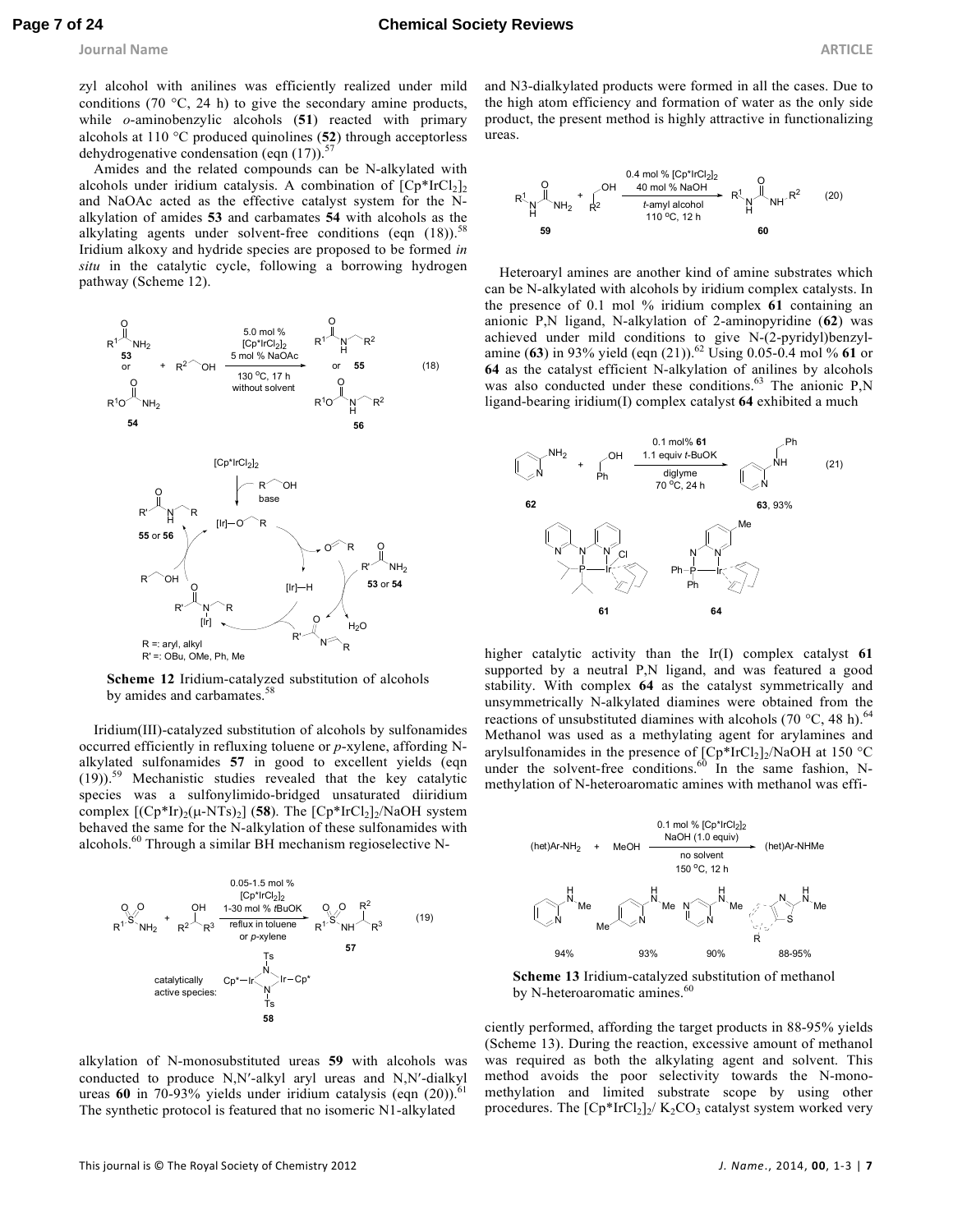zyl alcohol with anilines was efficiently realized under mild conditions (70 °C, 24 h) to give the secondary amine products, while *o*-aminobenzylic alcohols (**51**) reacted with primary alcohols at 110 °C produced quinolines (**52**) through acceptorless dehydrogenative condensation (eqn (17)).[57]

Amides and the related compounds can be N-alkylated with alcohols under iridium catalysis. A combination of $[Cp^*IrCl_2]_2$ and NaOAc acted as the effective catalyst system for the N-alkylation of amides **53** and carbamates **54** with alcohols as the alkylating agents under solvent-free conditions (eqn (18)).[58] Iridium alkoxy and hydride species are proposed to be formed *in situ* in the catalytic cycle, following a borrowing hydrogen pathway (Scheme 12).

**Scheme 12** Iridium-catalyzed substitution of alcohols by amides and carbamates.[58]

Iridium(III)-catalyzed substitution of alcohols by sulfonamides occurred efficiently in refluxing toluene or *p*-xylene, affording N-alkylated sulfonamides **57** in good to excellent yields (eqn (19)).[59] Mechanistic studies revealed that the key catalytic species was a sulfonylimido-bridged unsaturated diiridium complex $[(Cp^*Ir)_2(\mu\text{-}NTs)_2]$ (**58**). The $[Cp^*IrCl_2]_2$/NaOH system behaved the same for the N-alkylation of these sulfonamides with alcohols.[60] Through a similar BH mechanism regioselective N-alkylation of N-monosubstituted ureas **59** with alcohols was conducted to produce N,N′-alkyl aryl ureas and N,N′-dialkyl ureas **60** in 70-93% yields under iridium catalysis (eqn (20)).[61] The synthetic protocol is featured that no isomeric N1-alkylated and N3-dialkylated products were formed in all the cases. Due to the high atom efficiency and formation of water as the only side product, the present method is highly attractive in functionalizing ureas.

Heteroaryl amines are another kind of amine substrates which can be N-alkylated with alcohols by iridium complex catalysts. In the presence of 0.1 mol % iridium complex **61** containing an anionic P,N ligand, N-alkylation of 2-aminopyridine (**62**) was achieved under mild conditions to give N-(2-pyridyl)benzylamine (**63**) in 93% yield (eqn (21)).[62] Using 0.05-0.4 mol % **61** or **64** as the catalyst efficient N-alkylation of anilines by alcohols was also conducted under these conditions.[63] The anionic P,N ligand-bearing iridium(I) complex catalyst **64** exhibited a much higher catalytic activity than the Ir(I) complex catalyst **61** supported by a neutral P,N ligand, and was featured a good stability. With complex **64** as the catalyst symmetrically and unsymmetrically N-alkylated diamines were obtained from the reactions of unsubstituted diamines with alcohols (70 °C, 48 h).[64] Methanol was used as a methylating agent for arylamines and arylsulfonamides in the presence of $[Cp^*IrCl_2]_2$/NaOH at 150 °C under the solvent-free conditions.[60] In the same fashion, N-methylation of N-heteroaromatic amines with methanol was efficiently performed, affording the target products in 88-95% yields (Scheme 13). During the reaction, excessive amount of methanol was required as both the alkylating agent and solvent. This method avoids the poor selectivity towards the N-mono-methylation and limited substrate scope by using other procedures. The $[Cp^*IrCl_2]_2$/ $K_2CO_3$ catalyst system worked very

**Scheme 13** Iridium-catalyzed substitution of methanol by N-heteroaromatic amines.[60]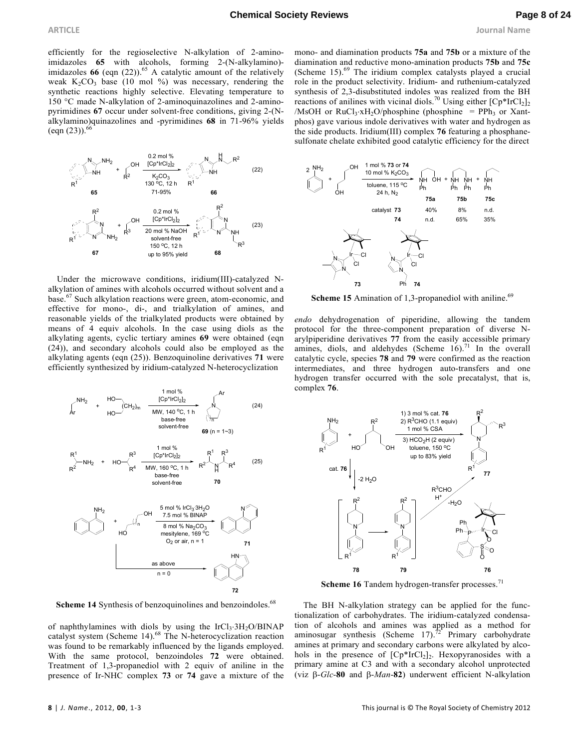efficiently for the regioselective N-alkylation of 2-aminoimidazoles **65** with alcohols, forming 2-(N-alkylamino)-imidazoles **66** (eqn (22)).[65] A catalytic amount of the relatively weak $K_2CO_3$ base (10 mol %) was necessary, rendering the synthetic reactions highly selective. Elevating temperature to 150 °C made N-alkylation of 2-aminoquinazolines and 2-aminopyrimidines **67** occur under solvent-free conditions, giving 2-(N-alkylamino)quinazolines and -pyrimidines **68** in 71-96% yields (eqn (23)).[66]

Under the microwave conditions, iridium(III)-catalyzed N-alkylation of amines with alcohols occurred without solvent and a base.[67] Such alkylation reactions were green, atom-economic, and effective for mono-, di-, and trialkylation of amines, and reasonable yields of the trialkylated products were obtained by means of 4 equiv alcohols. In the case using diols as the alkylating agents, cyclic tertiary amines **69** were obtained (eqn (24)), and secondary alcohols could also be employed as the alkylating agents (eqn (25)). Benzoquinoline derivatives **71** were efficiently synthesized by iridium-catalyzed N-heterocyclization

**Scheme 14** Synthesis of benzoquinolines and benzoindoles.[68]

of naphthylamines with diols by using the $IrCl_3·3H_2O$/BINAP catalyst system (Scheme 14).[68] The N-heterocyclization reaction was found to be remarkably influenced by the ligands employed. With the same protocol, benzoindoles **72** were obtained. Treatment of 1,3-propanediol with 2 equiv of aniline in the presence of Ir-NHC complex **73** or **74** gave a mixture of the mono- and diamination products **75a** and **75b** or a mixture of the diamination and reductive mono-amination products **75b** and **75c** (Scheme 15).[69] The iridium complex catalysts played a crucial role in the product selectivity. Iridium- and ruthenium-catalyzed synthesis of 2,3-disubstituted indoles was realized from the BH reactions of anilines with vicinal diols.[70] Using either $[Cp^*IrCl_2]_2$ /MsOH or $RuCl_3·xH_2O$/phosphine (phosphine = $PPh_3$ or Xantphos) gave various indole derivatives with water and hydrogen as the side products. Iridium(III) complex **76** featuring a phosphane-sulfonate chelate exhibited good catalytic efficiency for the direct

| catalyst | 75a | 75b | 75c |
|---|---|---|---|
| 73 | 40% | 8% | n.d. |
| 74 | n.d. | 65% | 35% |

**Scheme 15** Amination of 1,3-propanediol with aniline.[69]

*endo* dehydrogenation of piperidine, allowing the tandem protocol for the three-component preparation of diverse N-arylpiperidine derivatives **77** from the easily accessible primary amines, diols, and aldehydes (Scheme 16).[71] In the overall catalytic cycle, species **78** and **79** were confirmed as the reaction intermediates, and three hydrogen auto-transfers and one hydrogen transfer occurred with the sole precatalyst, that is, complex **76**.

**Scheme 16** Tandem hydrogen-transfer processes.[71]

The BH N-alkylation strategy can be applied for the functionalization of carbohydrates. The iridium-catalyzed condensation of alcohols and amines was applied as a method for aminosugar synthesis (Scheme 17).[72] Primary carbohydrate amines at primary and secondary carbons were alkylated by alcohols in the presence of $[Cp^*IrCl_2]_2$. Hexopyranosides with a primary amine at C3 and with a secondary alcohol unprotected (viz β-*Glc*-**80** and β-*Man*-**82**) underwent efficient N-alkylation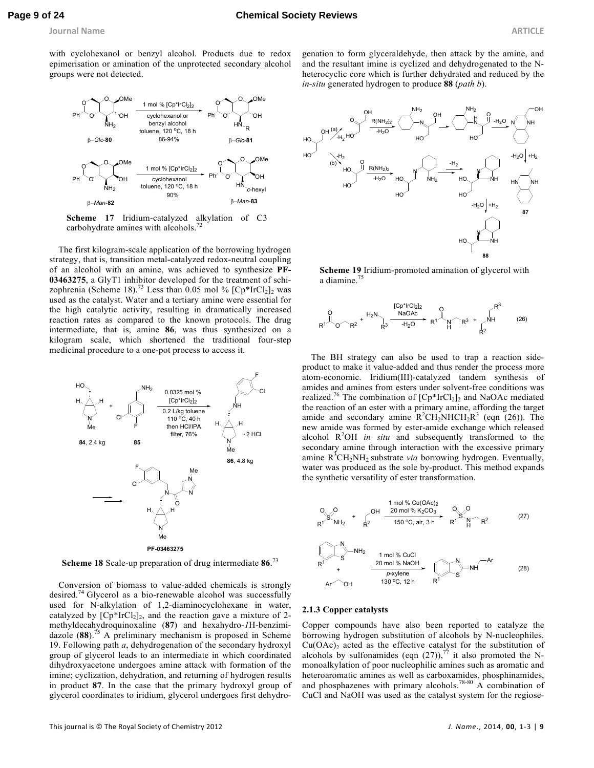with cyclohexanol or benzyl alcohol. Products due to redox epimerisation or amination of the unprotected secondary alcohol groups were not detected.

**Scheme 17** Iridium-catalyzed alkylation of C3 carbohydrate amines with alcohols.[72]

The first kilogram-scale application of the borrowing hydrogen strategy, that is, transition metal-catalyzed redox-neutral coupling of an alcohol with an amine, was achieved to synthesize **PF-03463275**, a GlyT1 inhibitor developed for the treatment of schizophrenia (Scheme 18).[73] Less than 0.05 mol % $[Cp^*IrCl_2]_2$ was used as the catalyst. Water and a tertiary amine were essential for the high catalytic activity, resulting in dramatically increased reaction rates as compared to the known protocols. The drug intermediate, that is, amine **86**, was thus synthesized on a kilogram scale, which shortened the traditional four-step medicinal procedure to a one-pot process to access it.

**Scheme 18** Scale-up preparation of drug intermediate **86**.[73]

Conversion of biomass to value-added chemicals is strongly desired.[74] Glycerol as a bio-renewable alcohol was successfully used for N-alkylation of 1,2-diaminocyclohexane in water, catalyzed by $[Cp^*IrCl_2]_2$, and the reaction gave a mixture of 2-methyldecahydroquinoxaline (**87**) and hexahydro-*1*H-benzimidazole (**88**).[75] A preliminary mechanism is proposed in Scheme 19. Following path *a*, dehydrogenation of the secondary hydroxyl group of glycerol leads to an intermediate in which coordinated dihydroxyacetone undergoes amine attack with formation of the imine; cyclization, dehydration, and returning of hydrogen results in product **87**. In the case that the primary hydroxyl group of glycerol coordinates to iridium, glycerol undergoes first dehydrogenation to form glyceraldehyde, then attack by the amine, and and the resultant imine is cyclized and dehydrogenated to the N-heterocyclic core which is further dehydrated and reduced by the *in-situ* generated hydrogen to produce **88** (*path b*).

**Scheme 19** Iridium-promoted amination of glycerol with a diamine.[75]

$$R^1C(O)OCH_2R^2 + H_2NCH_2R^3 \xrightarrow[-H_2O]{[Cp^*IrCl_2]_2,\ NaOAc} R^1C(O)NHCH_2R^3 + R^2CH_2NHCH_2R^3 \quad (26)$$

The BH strategy can also be used to trap a reaction side-product to make it value-added and thus render the process more atom-economic. Iridium(III)-catalyzed tandem synthesis of amides and amines from esters under solvent-free conditions was realized.[76] The combination of $[Cp^*IrCl_2]_2$ and NaOAc mediated the reaction of an ester with a primary amine, affording the target amide and secondary amine $R^2CH_2NHCH_2R^3$ (eqn (26)). The new amide was formed by ester-amide exchange which released alcohol $R^2OH$ *in situ* and subsequently transformed to the secondary amine through interaction with the excessive primary amine $R^3CH_2NH_2$ substrate *via* borrowing hydrogen. Eventually, water was produced as the sole by-product. This method expands the synthetic versatility of ester transformation.

$$R^1SO_2NH_2 + R^2CH_2OH \xrightarrow[150\ ^oC,\ air,\ 3\ h]{1\ mol\ \%\ Cu(OAc)_2,\ 20\ mol\ \%\ K_2CO_3} R^1SO_2NHCH_2R^2 \quad (27)$$

$$\text{2-aminobenzothiazole} + ArCH_2OH \xrightarrow[p\text{-xylene},\ 130\ ^oC,\ 12\ h]{1\ mol\ \%\ CuCl,\ 20\ mol\ \%\ NaOH} \text{2-(ArCH}_2\text{NH)benzothiazole} \quad (28)$$

### 2.1.3 Copper catalysts

Copper compounds have also been reported to catalyze the borrowing hydrogen substitution of alcohols by N-nucleophiles. $Cu(OAc)_2$ acted as the effective catalyst for the substitution of alcohols by sulfonamides (eqn (27)),[77] it also promoted the N-monoalkylation of poor nucleophilic amines such as aromatic and heteroaromatic amines as well as carboxamides, phosphinamides, and phosphazenes with primary alcohols.[78-80] A combination of CuCl and NaOH was used as the catalyst system for the regiose-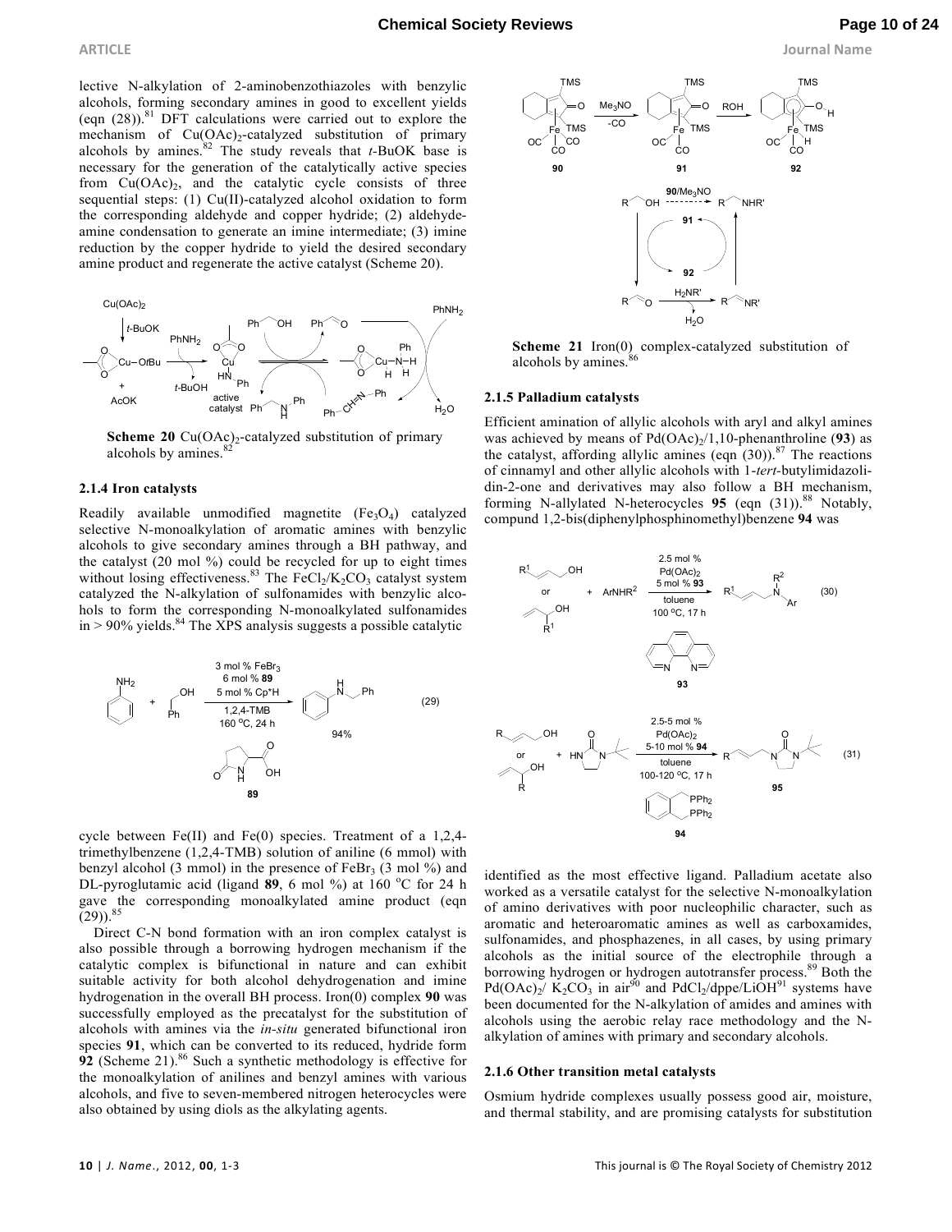lective N-alkylation of 2-aminobenzothiazoles with benzylic alcohols, forming secondary amines in good to excellent yields (eqn (28)).[81] DFT calculations were carried out to explore the mechanism of $Cu(OAc)_2$-catalyzed substitution of primary alcohols by amines.[82] The study reveals that *t*-BuOK base is necessary for the generation of the catalytically active species from $Cu(OAc)_2$, and the catalytic cycle consists of three sequential steps: (1) Cu(II)-catalyzed alcohol oxidation to form the corresponding aldehyde and copper hydride; (2) aldehyde-amine condensation to generate an imine intermediate; (3) imine reduction by the copper hydride to yield the desired secondary amine product and regenerate the active catalyst (Scheme 20).

**Scheme 20** $Cu(OAc)_2$-catalyzed substitution of primary alcohols by amines.[82]

### 2.1.4 Iron catalysts

Readily available unmodified magnetite ($Fe_3O_4$) catalyzed selective N-monoalkylation of aromatic amines with benzylic alcohols to give secondary amines through a BH pathway, and the catalyst (20 mol %) could be recycled for up to eight times without losing effectiveness.[83] The $FeCl_2/K_2CO_3$ catalyst system catalyzed the N-alkylation of sulfonamides with benzylic alcohols to form the corresponding N-monoalkylated sulfonamides in > 90% yields.[84] The XPS analysis suggests a possible catalytic cycle between Fe(II) and Fe(0) species. Treatment of a 1,2,4-trimethylbenzene (1,2,4-TMB) solution of aniline (6 mmol) with benzyl alcohol (3 mmol) in the presence of $FeBr_3$ (3 mol %) and DL-pyroglutamic acid (ligand **89**, 6 mol %) at 160 °C for 24 h gave the corresponding monoalkylated amine product (eqn (29)).[85]

Direct C-N bond formation with an iron complex catalyst is also possible through a borrowing hydrogen mechanism if the catalytic complex is bifunctional in nature and can exhibit suitable activity for both alcohol dehydrogenation and imine hydrogenation in the overall BH process. Iron(0) complex **90** was successfully employed as the precatalyst for the substitution of alcohols with amines via the *in-situ* generated bifunctional iron species **91**, which can be converted to its reduced, hydride form **92** (Scheme 21).[86] Such a synthetic methodology is effective for the monoalkylation of anilines and benzyl amines with various alcohols, and five to seven-membered nitrogen heterocycles were also obtained by using diols as the alkylating agents.

**Scheme 21** Iron(0) complex-catalyzed substitution of alcohols by amines.[86]

### 2.1.5 Palladium catalysts

Efficient amination of allylic alcohols with aryl and alkyl amines was achieved by means of $Pd(OAc)_2$/1,10-phenanthroline (**93**) as the catalyst, affording allylic amines (eqn (30)).[87] The reactions of cinnamyl and other allylic alcohols with 1-*tert*-butylimidazolidin-2-one and derivatives may also follow a BH mechanism, forming N-allylated N-heterocycles **95** (eqn (31)).[88] Notably, compund 1,2-bis(diphenylphosphinomethyl)benzene **94** was identified as the most effective ligand. Palladium acetate also worked as a versatile catalyst for the selective N-monoalkylation of amino derivatives with poor nucleophilic character, such as aromatic and heteroaromatic amines as well as carboxamides, sulfonamides, and phosphazenes, in all cases, by using primary alcohols as the initial source of the electrophile through a borrowing hydrogen or hydrogen autotransfer process.[89] Both the $Pd(OAc)_2$/ $K_2CO_3$ in air[90] and $PdCl_2$/dppe/LiOH[91] systems have been documented for the N-alkylation of amides and amines with alcohols using the aerobic relay race methodology and the N-alkylation of amines with primary and secondary alcohols.

### 2.1.6 Other transition metal catalysts

Osmium hydride complexes usually possess good air, moisture, and thermal stability, and are promising catalysts for substitution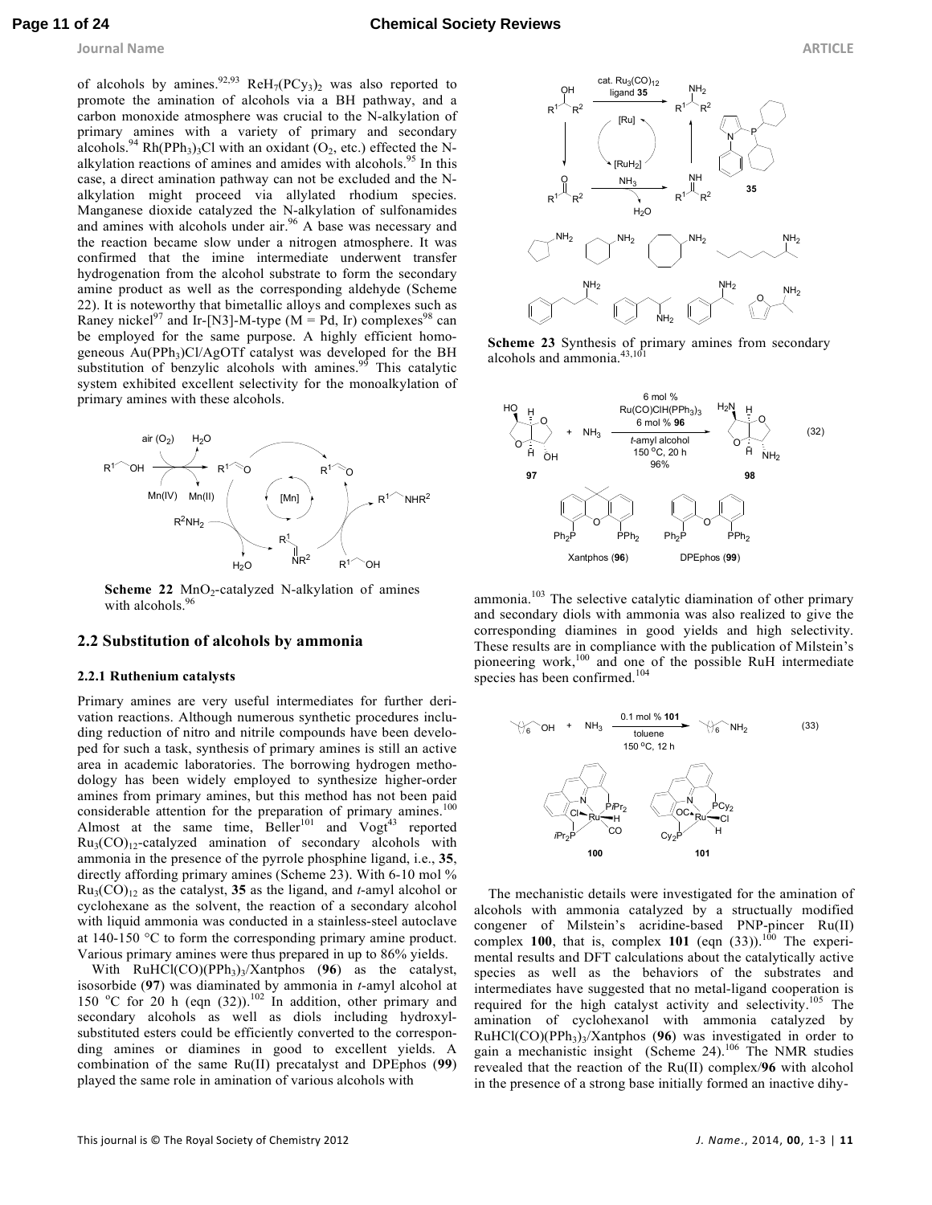of alcohols by amines.[92,93] $ReH_7(PCy_3)_2$ was also reported to promote the amination of alcohols via a BH pathway, and a carbon monoxide atmosphere was crucial to the N-alkylation of primary amines with a variety of primary and secondary alcohols.[94] $Rh(PPh_3)_3Cl$ with an oxidant ($O_2$, etc.) effected the N-alkylation reactions of amines and amides with alcohols.[95] In this case, a direct amination pathway can not be excluded and the N-alkylation might proceed via allylated rhodium species. Manganese dioxide catalyzed the N-alkylation of sulfonamides and amines with alcohols under air.[96] A base was necessary and the reaction became slow under a nitrogen atmosphere. It was confirmed that the imine intermediate underwent transfer hydrogenation from the alcohol substrate to form the secondary amine product as well as the corresponding aldehyde (Scheme 22). It is noteworthy that bimetallic alloys and complexes such as Raney nickel[97] and Ir-[N3]-M-type (M = Pd, Ir) complexes[98] can be employed for the same purpose. A highly efficient homogeneous $Au(PPh_3)Cl/AgOTf$ catalyst was developed for the BH substitution of benzylic alcohols with amines.[99] This catalytic system exhibited excellent selectivity for the monoalkylation of primary amines with these alcohols.

**Scheme 22** $MnO_2$-catalyzed N-alkylation of amines with alcohols.[96]

## 2.2 Substitution of alcohols by ammonia

### 2.2.1 Ruthenium catalysts

Primary amines are very useful intermediates for further derivation reactions. Although numerous synthetic procedures including reduction of nitro and nitrile compounds have been developed for such a task, synthesis of primary amines is still an active area in academic laboratories. The borrowing hydrogen methodology has been widely employed to synthesize higher-order amines from primary amines, but this method has not been paid considerable attention for the preparation of primary amines.[100] Almost at the same time, Beller[101] and Vogt[43] reported $Ru_3(CO)_{12}$-catalyzed amination of secondary alcohols with ammonia in the presence of the pyrrole phosphine ligand, i.e., **35**, directly affording primary amines (Scheme 23). With 6-10 mol % $Ru_3(CO)_{12}$ as the catalyst, **35** as the ligand, and *t*-amyl alcohol or cyclohexane as the solvent, the reaction of a secondary alcohol with liquid ammonia was conducted in a stainless-steel autoclave at 140-150 °C to form the corresponding primary amine product. Various primary amines were thus prepared in up to 86% yields.

With $RuHCl(CO)(PPh_3)_3$/Xantphos (**96**) as the catalyst, isosorbide (**97**) was diaminated by ammonia in *t*-amyl alcohol at 150 °C for 20 h (eqn (32)).[102] In addition, other primary and secondary alcohols as well as diols including hydroxyl-substituted esters could be efficiently converted to the corresponding amines or diamines in good to excellent yields. A combination of the same Ru(II) precatalyst and DPEphos (**99**) played the same role in amination of various alcohols with

**Scheme 23** Synthesis of primary amines from secondary alcohols and ammonia.[43,101]

(32)

ammonia.[103] The selective catalytic diamination of other primary and secondary diols with ammonia was also realized to give the corresponding diamines in good yields and high selectivity. These results are in compliance with the publication of Milstein's pioneering work,[100] and one of the possible RuH intermediate species has been confirmed.[104]

(33)

The mechanistic details were investigated for the amination of alcohols with ammonia catalyzed by a structurally modified congener of Milstein's acridine-based PNP-pincer Ru(II) complex **100**, that is, complex **101** (eqn (33)).[100] The experimental results and DFT calculations about the catalytically active species as well as the behaviors of the substrates and intermediates have suggested that no metal-ligand cooperation is required for the high catalyst activity and selectivity.[105] The amination of cyclohexanol with ammonia catalyzed by $RuHCl(CO)(PPh_3)_3$/Xantphos (**96**) was investigated in order to gain a mechanistic insight (Scheme 24).[106] The NMR studies revealed that the reaction of the Ru(II) complex/**96** with alcohol in the presence of a strong base initially formed an inactive dihy-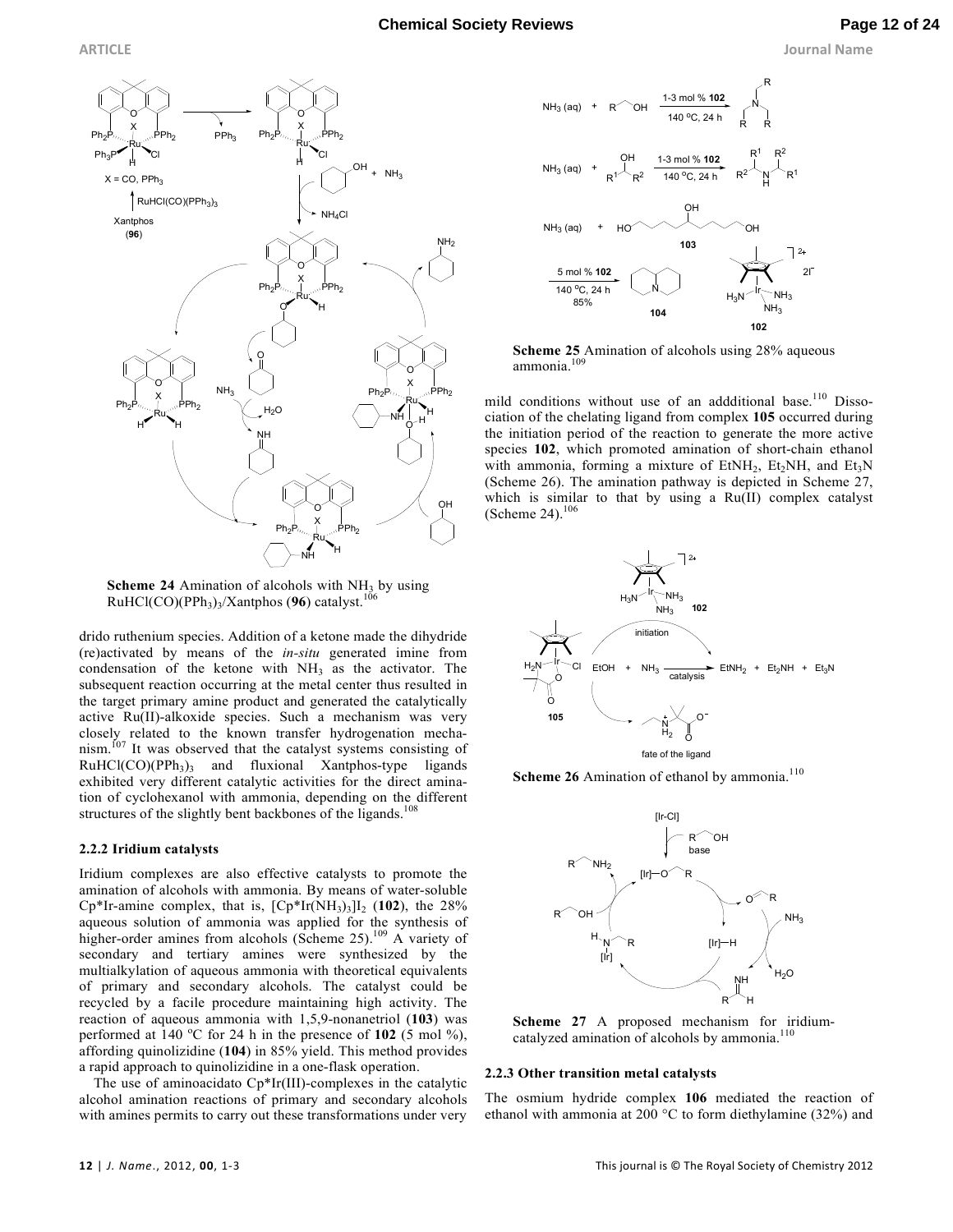**Scheme 24** Amination of alcohols with $NH_3$ by using $RuHCl(CO)(PPh_3)_3$/Xantphos (**96**) catalyst.[106]

drido ruthenium species. Addition of a ketone made the dihydride (re)activated by means of the *in-situ* generated imine from condensation of the ketone with $NH_3$ as the activator. The subsequent reaction occurring at the metal center thus resulted in the target primary amine product and generated the catalytically active Ru(II)-alkoxide species. Such a mechanism was very closely related to the known transfer hydrogenation mechanism.[107] It was observed that the catalyst systems consisting of $RuHCl(CO)(PPh_3)_3$ and fluxional Xantphos-type ligands exhibited very different catalytic activities for the direct amination of cyclohexanol with ammonia, depending on the different structures of the slightly bent backbones of the ligands.[108]

### 2.2.2 Iridium catalysts

Iridium complexes are also effective catalysts to promote the amination of alcohols with ammonia. By means of water-soluble Cp*Ir-amine complex, that is, $[Cp^*Ir(NH_3)_3]I_2$ (**102**), the 28% aqueous solution of ammonia was applied for the synthesis of higher-order amines from alcohols (Scheme 25).[109] A variety of secondary and tertiary amines were synthesized by the multialkylation of aqueous ammonia with theoretical equivalents of primary and secondary alcohols. The catalyst could be recycled by a facile procedure maintaining high activity. The reaction of aqueous ammonia with 1,5,9-nonanetriol (**103**) was performed at 140 °C for 24 h in the presence of **102** (5 mol %), affording quinolizidine (**104**) in 85% yield. This method provides a rapid approach to quinolizidine in a one-flask operation.

The use of aminoacidato Cp*Ir(III)-complexes in the catalytic alcohol amination reactions of primary and secondary alcohols with amines permits to carry out these transformations under very mild conditions without use of an addditional base.[110] Dissociation of the chelating ligand from complex **105** occurred during the initiation period of the reaction to generate the more active species **102**, which promoted amination of short-chain ethanol with ammonia, forming a mixture of $EtNH_2$, $Et_2NH$, and $Et_3N$ (Scheme 26). The amination pathway is depicted in Scheme 27, which is similar to that by using a Ru(II) complex catalyst (Scheme 24).[106]

**Scheme 25** Amination of alcohols using 28% aqueous ammonia.[109]

**Scheme 26** Amination of ethanol by ammonia.[110]

**Scheme 27** A proposed mechanism for iridium-catalyzed amination of alcohols by ammonia.[110]

### 2.2.3 Other transition metal catalysts

The osmium hydride complex **106** mediated the reaction of ethanol with ammonia at 200 °C to form diethylamine (32%) and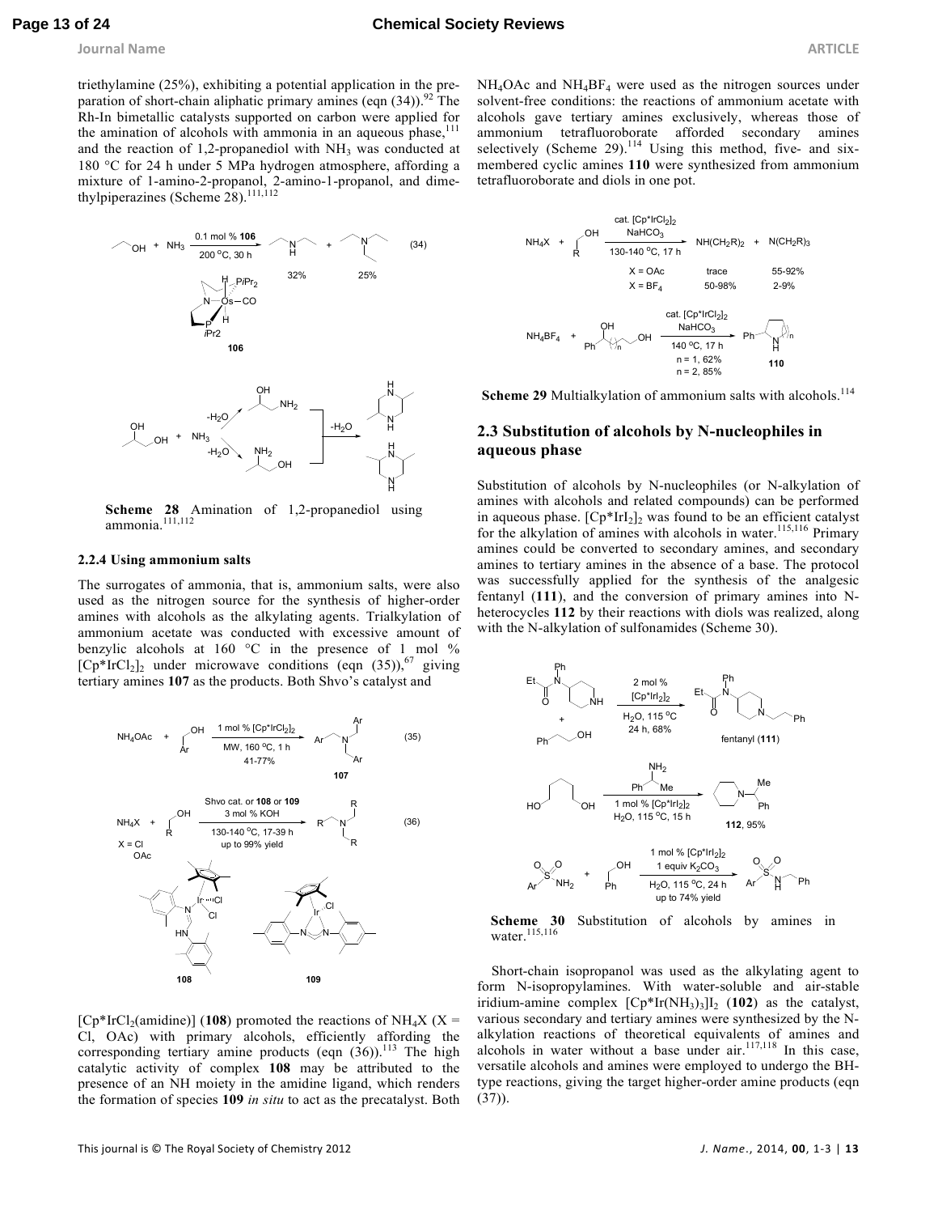triethylamine (25%), exhibiting a potential application in the preparation of short-chain aliphatic primary amines (eqn (34)).[92] The Rh-In bimetallic catalysts supported on carbon were applied for the amination of alcohols with ammonia in an aqueous phase,[111] and the reaction of 1,2-propanediol with $NH_3$ was conducted at 180 °C for 24 h under 5 MPa hydrogen atmosphere, affording a mixture of 1-amino-2-propanol, 2-amino-1-propanol, and dimethylpiperazines (Scheme 28).[111,112]

Scheme 28 Amination of 1,2-propanediol using ammonia.[111,112]

#### 2.2.4 Using ammonium salts

The surrogates of ammonia, that is, ammonium salts, were also used as the nitrogen source for the synthesis of higher-order amines with alcohols as the alkylating agents. Trialkylation of ammonium acetate was conducted with excessive amount of benzylic alcohols at 160 °C in the presence of 1 mol % $[Cp^*IrCl_2]_2$ under microwave conditions (eqn (35)),[67] giving tertiary amines **107** as the products. Both Shvo's catalyst and $[Cp^*IrCl_2(amidine)]$ (**108**) promoted the reactions of $NH_4X$ (X = Cl, OAc) with primary alcohols, efficiently affording the corresponding tertiary amine products (eqn (36)).[113] The high catalytic activity of complex **108** may be attributed to the presence of an NH moiety in the amidine ligand, which renders the formation of species **109** *in situ* to act as the precatalyst. Both $NH_4OAc$ and $NH_4BF_4$ were used as the nitrogen sources under solvent-free conditions: the reactions of ammonium acetate with alcohols gave tertiary amines exclusively, whereas those of ammonium tetrafluoroborate afforded secondary amines selectively (Scheme 29).[114] Using this method, five- and six-membered cyclic amines **110** were synthesized from ammonium tetrafluoroborate and diols in one pot.

Scheme 29 Multialkylation of ammonium salts with alcohols.[114]

### 2.3 Substitution of alcohols by N-nucleophiles in aqueous phase

Substitution of alcohols by N-nucleophiles (or N-alkylation of amines with alcohols and related compounds) can be performed in aqueous phase. $[Cp^*IrI_2]_2$ was found to be an efficient catalyst for the alkylation of amines with alcohols in water.[115,116] Primary amines could be converted to secondary amines, and secondary amines to tertiary amines in the absence of a base. The protocol was successfully applied for the synthesis of the analgesic fentanyl (**111**), and the conversion of primary amines into N-heterocycles **112** by their reactions with diols was realized, along with the N-alkylation of sulfonamides (Scheme 30).

Scheme 30 Substitution of alcohols by amines in water.[115,116]

Short-chain isopropanol was used as the alkylating agent to form N-isopropylamines. With water-soluble and air-stable iridium-amine complex $[Cp^*Ir(NH_3)_3]I_2$ (**102**) as the catalyst, various secondary and tertiary amines were synthesized by the N-alkylation reactions of theoretical equivalents of amines and alcohols in water without a base under air.[117,118] In this case, versatile alcohols and amines were employed to undergo the BH-type reactions, giving the target higher-order amine products (eqn (37)).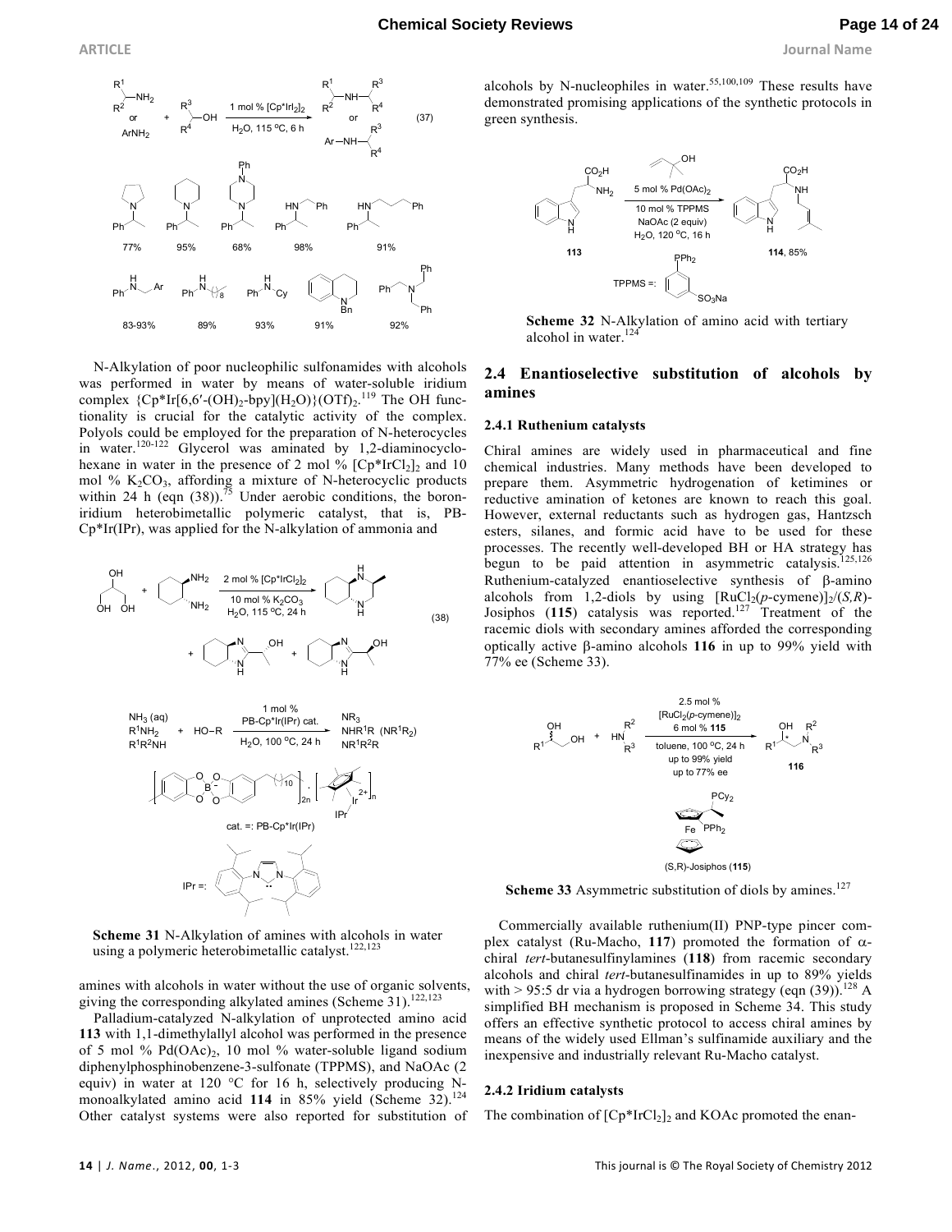N-Alkylation of poor nucleophilic sulfonamides with alcohols was performed in water by means of water-soluble iridium complex $\{Cp^*Ir[6,6'-(OH)_2-bpy](H_2O)\}(OTf)_2$.[119] The OH functionality is crucial for the catalytic activity of the complex. Polyols could be employed for the preparation of N-heterocycles in water.[120-122] Glycerol was aminated by 1,2-diaminocyclohexane in water in the presence of 2 mol % $[Cp^*IrCl_2]_2$ and 10 mol % $K_2CO_3$, affording a mixture of N-heterocyclic products within 24 h (eqn (38)).[75] Under aerobic conditions, the boron-iridium heterobimetallic polymeric catalyst, that is, PB-Cp*Ir(IPr), was applied for the N-alkylation of ammonia and amines with alcohols in water without the use of organic solvents, giving the corresponding alkylated amines (Scheme 31).[122,123]

**Scheme 31** N-Alkylation of amines with alcohols in water using a polymeric heterobimetallic catalyst.[122,123]

Palladium-catalyzed N-alkylation of unprotected amino acid **113** with 1,1-dimethylallyl alcohol was performed in the presence of 5 mol % $Pd(OAc)_2$, 10 mol % water-soluble ligand sodium diphenylphosphinobenzene-3-sulfonate (TPPMS), and NaOAc (2 equiv) in water at 120 °C for 16 h, selectively producing N-monoalkylated amino acid **114** in 85% yield (Scheme 32).[124] Other catalyst systems were also reported for substitution of alcohols by N-nucleophiles in water.[55,100,109] These results have demonstrated promising applications of the synthetic protocols in green synthesis.

**Scheme 32** N-Alkylation of amino acid with tertiary alcohol in water.[124]

## 2.4 Enantioselective substitution of alcohols by amines

### 2.4.1 Ruthenium catalysts

Chiral amines are widely used in pharmaceutical and fine chemical industries. Many methods have been developed to prepare them. Asymmetric hydrogenation of ketimines or reductive amination of ketones are known to reach this goal. However, external reductants such as hydrogen gas, Hantzsch esters, silanes, and formic acid have to be used for these processes. The recently well-developed BH or HA strategy has begun to be paid attention in asymmetric catalysis.[125,126] Ruthenium-catalyzed enantioselective synthesis of β-amino alcohols from 1,2-diols by using $[RuCl_2(p\text{-cymene})]_2/(S,R)$-Josiphos (**115**) catalysis was reported.[127] Treatment of the racemic diols with secondary amines afforded the corresponding optically active β-amino alcohols **116** in up to 99% yield with 77% ee (Scheme 33).

**Scheme 33** Asymmetric substitution of diols by amines.[127]

Commercially available ruthenium(II) PNP-type pincer complex catalyst (Ru-Macho, **117**) promoted the formation of α-chiral *tert*-butanesulfinylamines (**118**) from racemic secondary alcohols and chiral *tert*-butanesulfinamides in up to 89% yields with > 95:5 dr via a hydrogen borrowing strategy (eqn (39)).[128] A simplified BH mechanism is proposed in Scheme 34. This study offers an effective synthetic protocol to access chiral amines by means of the widely used Ellman's sulfinamide auxiliary and the inexpensive and industrially relevant Ru-Macho catalyst.

### 2.4.2 Iridium catalysts

The combination of $[Cp^*IrCl_2]_2$ and KOAc promoted the enan-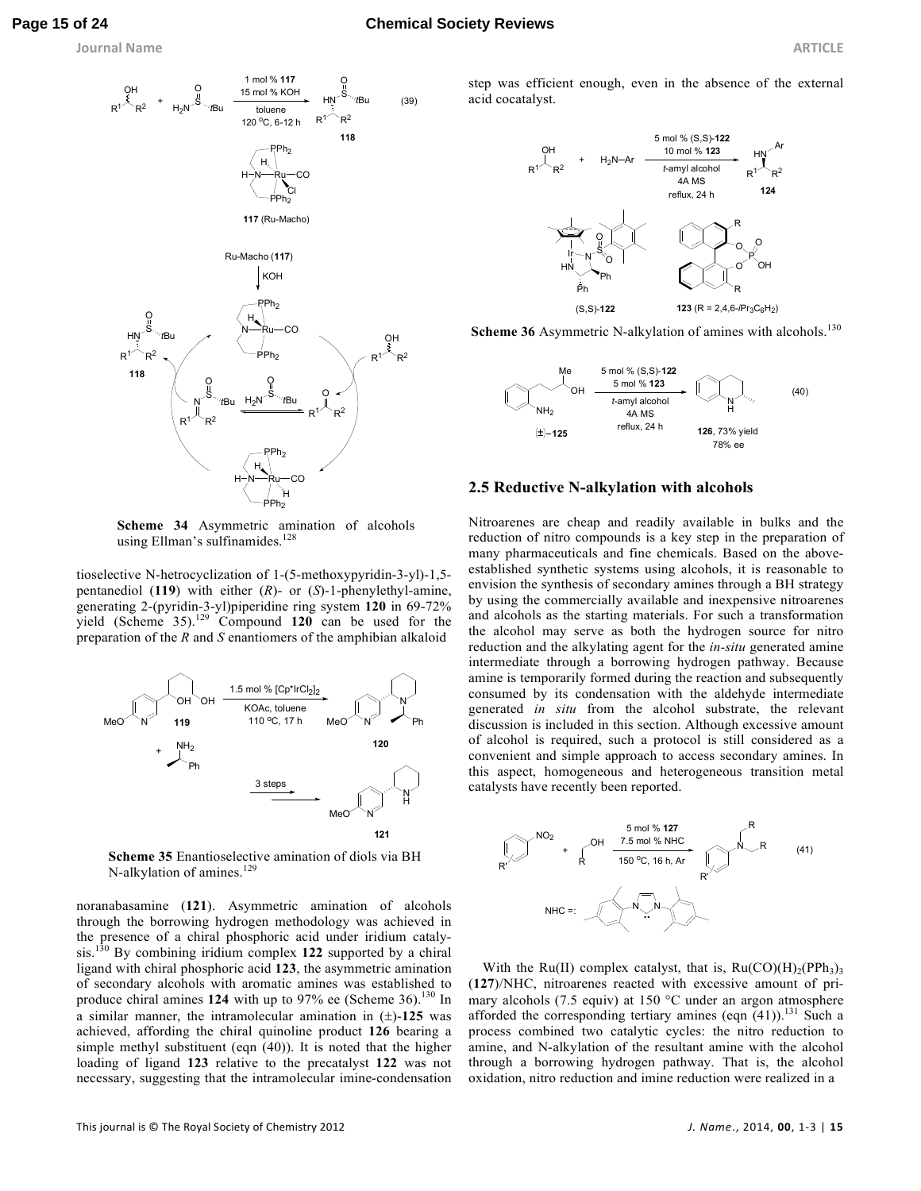Scheme 34 Asymmetric amination of alcohols using Ellman's sulfinamides.[128]

tioselective N-hetrocyclization of 1-(5-methoxypyridin-3-yl)-1,5-pentanediol (**119**) with either (*R*)- or (*S*)-1-phenylethyl-amine, generating 2-(pyridin-3-yl)piperidine ring system **120** in 69-72% yield (Scheme 35).[129] Compound **120** can be used for the preparation of the *R* and *S* enantiomers of the amphibian alkaloid

**Scheme 35** Enantioselective amination of diols via BH N-alkylation of amines.[129]

noranabasamine (**121**). Asymmetric amination of alcohols through the borrowing hydrogen methodology was achieved in the presence of a chiral phosphoric acid under iridium catalysis.[130] By combining iridium complex **122** supported by a chiral ligand with chiral phosphoric acid **123**, the asymmetric amination of secondary alcohols with aromatic amines was established to produce chiral amines **124** with up to 97% ee (Scheme 36).[130] In a similar manner, the intramolecular amination in (±)-**125** was achieved, affording the chiral quinoline product **126** bearing a simple methyl substituent (eqn (40)). It is noted that the higher loading of ligand **123** relative to the precatalyst **122** was not necessary, suggesting that the intramolecular imine-condensation step was efficient enough, even in the absence of the external acid cocatalyst.

**Scheme 36** Asymmetric N-alkylation of amines with alcohols.[130]

## 2.5 Reductive N-alkylation with alcohols

Nitroarenes are cheap and readily available in bulks and the reduction of nitro compounds is a key step in the preparation of many pharmaceuticals and fine chemicals. Based on the above-established synthetic systems using alcohols, it is reasonable to envision the synthesis of secondary amines through a BH strategy by using the commercially available and inexpensive nitroarenes and alcohols as the starting materials. For such a transformation the alcohol may serve as both the hydrogen source for nitro reduction and the alkylating agent for the *in-situ* generated amine intermediate through a borrowing hydrogen pathway. Because amine is temporarily formed during the reaction and subsequently consumed by its condensation with the aldehyde intermediate generated *in situ* from the alcohol substrate, the relevant discussion is included in this section. Although excessive amount of alcohol is required, such a protocol is still considered as a convenient and simple approach to access secondary amines. In this aspect, homogeneous and heterogeneous transition metal catalysts have recently been reported.

With the Ru(II) complex catalyst, that is, $Ru(CO)(H)_2(PPh_3)_3$ (**127**)/NHC, nitroarenes reacted with excessive amount of primary alcohols (7.5 equiv) at 150 °C under an argon atmosphere afforded the corresponding tertiary amines (eqn (41)).[131] Such a process combined two catalytic cycles: the nitro reduction to amine, and N-alkylation of the resultant amine with the alcohol through a borrowing hydrogen pathway. That is, the alcohol oxidation, nitro reduction and imine reduction were realized in a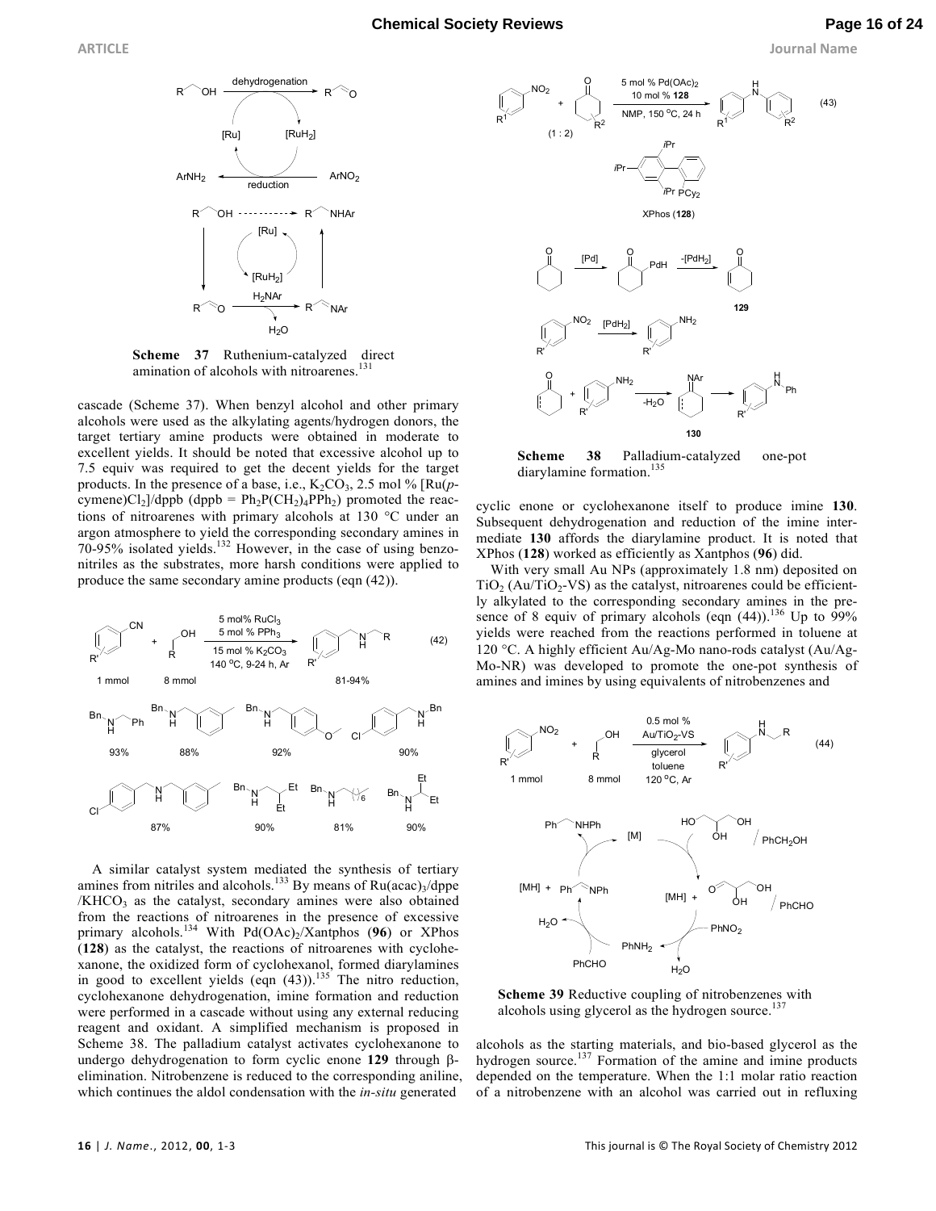**Scheme 37** Ruthenium-catalyzed direct amination of alcohols with nitroarenes.[131]

cascade (Scheme 37). When benzyl alcohol and other primary alcohols were used as the alkylating agents/hydrogen donors, the target tertiary amine products were obtained in moderate to excellent yields. It should be noted that excessive alcohol up to 7.5 equiv was required to get the decent yields for the target products. In the presence of a base, i.e., $K_2CO_3$, 2.5 mol % [Ru(*p*-cymene)$Cl_2$]/dppb (dppb = $Ph_2P(CH_2)_4PPh_2$) promoted the reactions of nitroarenes with primary alcohols at 130 °C under an argon atmosphere to yield the corresponding secondary amines in 70-95% isolated yields.[132] However, in the case of using benzonitriles as the substrates, more harsh conditions were applied to produce the same secondary amine products (eqn (42)).

A similar catalyst system mediated the synthesis of tertiary amines from nitriles and alcohols.[133] By means of $Ru(acac)_3$/dppe /$KHCO_3$ as the catalyst, secondary amines were also obtained from the reactions of nitroarenes in the presence of excessive primary alcohols.[134] With $Pd(OAc)_2$/Xantphos (**96**) or XPhos (**128**) as the catalyst, the reactions of nitroarenes with cyclohexanone, the oxidized form of cyclohexanol, formed diarylamines in good to excellent yields (eqn (43)).[135] The nitro reduction, cyclohexanone dehydrogenation, imine formation and reduction were performed in a cascade without using any external reducing reagent and oxidant. A simplified mechanism is proposed in Scheme 38. The palladium catalyst activates cyclohexanone to undergo dehydrogenation to form cyclic enone **129** through β-elimination. Nitrobenzene is reduced to the corresponding aniline, which continues the aldol condensation with the *in-situ* generated cyclic enone or cyclohexanone itself to produce imine **130**. Subsequent dehydrogenation and reduction of the imine intermediate **130** affords the diarylamine product. It is noted that XPhos (**128**) worked as efficiently as Xantphos (**96**) did.

**Scheme 38** Palladium-catalyzed one-pot diarylamine formation.[135]

With very small Au NPs (approximately 1.8 nm) deposited on $TiO_2$ (Au/$TiO_2$-VS) as the catalyst, nitroarenes could be efficiently alkylated to the corresponding secondary amines in the presence of 8 equiv of primary alcohols (eqn (44)).[136] Up to 99% yields were reached from the reactions performed in toluene at 120 °C. A highly efficient Au/Ag-Mo nano-rods catalyst (Au/Ag-Mo-NR) was developed to promote the one-pot synthesis of amines and imines by using equivalents of nitrobenzenes and alcohols as the starting materials, and bio-based glycerol as the hydrogen source.[137] Formation of the amine and imine products depended on the temperature. When the 1:1 molar ratio reaction of a nitrobenzene with an alcohol was carried out in refluxing

**Scheme 39** Reductive coupling of nitrobenzenes with alcohols using glycerol as the hydrogen source.[137]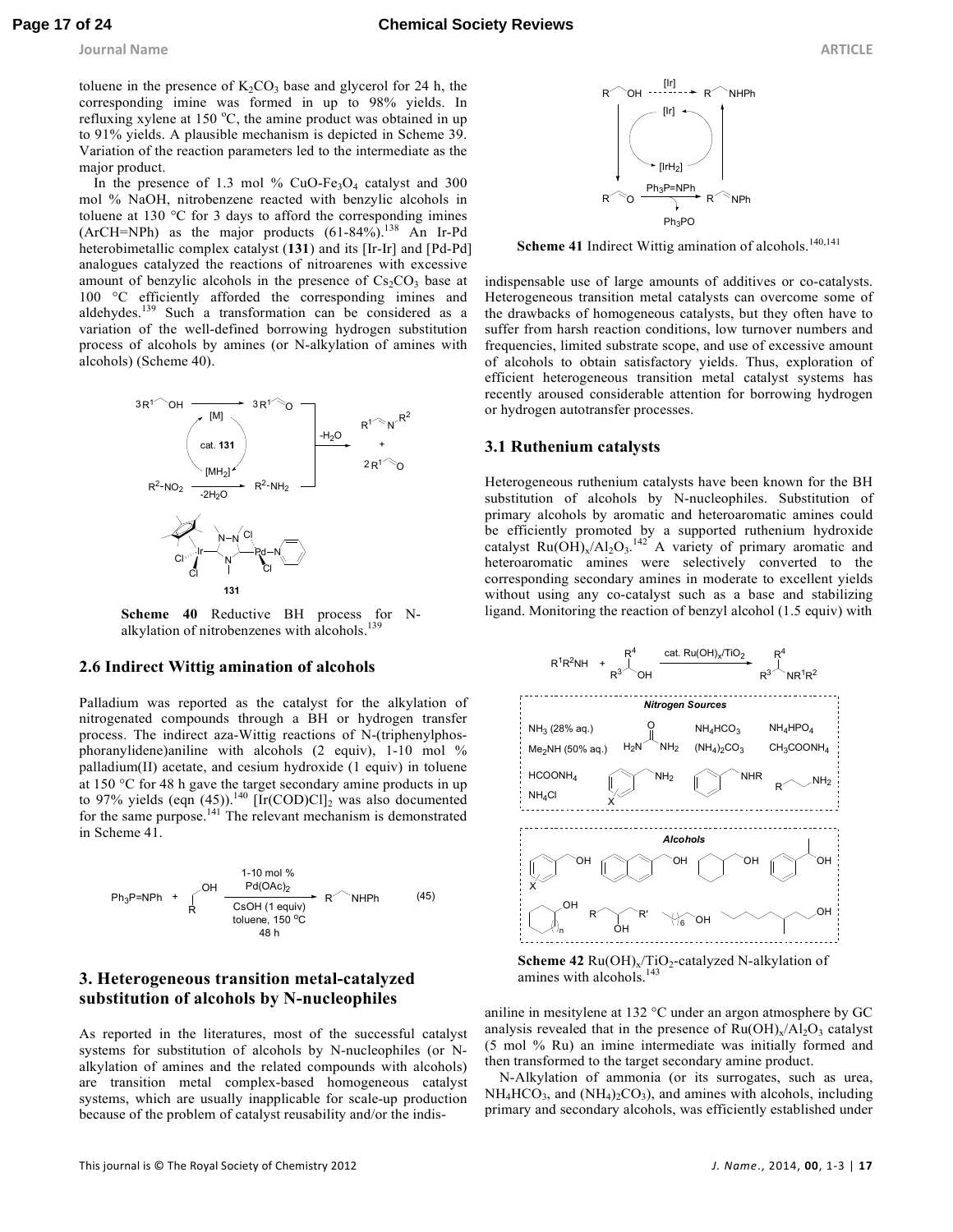toluene in the presence of $K_2CO_3$ base and glycerol for 24 h, the corresponding imine was formed in up to 98% yields. In refluxing xylene at 150 °C, the amine product was obtained in up to 91% yields. A plausible mechanism is depicted in Scheme 39. Variation of the reaction parameters led to the intermediate as the major product.

In the presence of 1.3 mol % $CuO-Fe_3O_4$ catalyst and 300 mol % NaOH, nitrobenzene reacted with benzylic alcohols in toluene at 130 °C for 3 days to afford the corresponding imines (ArCH=NPh) as the major products (61-84%).[138] An Ir-Pd heterobimetallic complex catalyst (**131**) and its [Ir-Ir] and [Pd-Pd] analogues catalyzed the reactions of nitroarenes with excessive amount of benzylic alcohols in the presence of $Cs_2CO_3$ base at 100 °C efficiently afforded the corresponding imines and aldehydes.[139] Such a transformation can be considered as a variation of the well-defined borrowing hydrogen substitution process of alcohols by amines (or N-alkylation of amines with alcohols) (Scheme 40).

**Scheme 40** Reductive BH process for N-alkylation of nitrobenzenes with alcohols.[139]

## 2.6 Indirect Wittig amination of alcohols

Palladium was reported as the catalyst for the alkylation of nitrogenated compounds through a BH or hydrogen transfer process. The indirect aza-Wittig reactions of N-(triphenylphosphoranylidene)aniline with alcohols (2 equiv), 1-10 mol % palladium(II) acetate, and cesium hydroxide (1 equiv) in toluene at 150 °C for 48 h gave the target secondary amine products in up to 97% yields (eqn (45)).[140] $[Ir(COD)Cl]_2$ was also documented for the same purpose.[141] The relevant mechanism is demonstrated in Scheme 41.

$$Ph_3P{=}NPh + RCH_2OH \xrightarrow[\text{CsOH (1 equiv), toluene, 150 °C, 48 h}]{\text{1-10 mol \% Pd(OAc)}_2} RCH_2NHPh \qquad (45)$$

**Scheme 41** Indirect Wittig amination of alcohols.[140,141]

## 3. Heterogeneous transition metal-catalyzed substitution of alcohols by N-nucleophiles

As reported in the literatures, most of the successful catalyst systems for substitution of alcohols by N-nucleophiles (or N-alkylation of amines and the related compounds with alcohols) are transition metal complex-based homogeneous catalyst systems, which are usually inapplicable for scale-up production because of the problem of catalyst reusability and/or the indispensable use of large amounts of additives or co-catalysts. Heterogeneous transition metal catalysts can overcome some of the drawbacks of homogeneous catalysts, but they often have to suffer from harsh reaction conditions, low turnover numbers and frequencies, limited substrate scope, and use of excessive amount of alcohols to obtain satisfactory yields. Thus, exploration of efficient heterogeneous transition metal catalyst systems has recently aroused considerable attention for borrowing hydrogen or hydrogen autotransfer processes.

### 3.1 Ruthenium catalysts

Heterogeneous ruthenium catalysts have been known for the BH substitution of alcohols by N-nucleophiles. Substitution of primary alcohols by aromatic and heteroaromatic amines could be efficiently promoted by a supported ruthenium hydroxide catalyst $Ru(OH)_x/Al_2O_3$.[142] A variety of primary aromatic and heteroaromatic amines were selectively converted to the corresponding secondary amines in moderate to excellent yields without using any co-catalyst such as a base and stabilizing ligand. Monitoring the reaction of benzyl alcohol (1.5 equiv) with aniline in mesitylene at 132 °C under an argon atmosphere by GC analysis revealed that in the presence of $Ru(OH)_x/Al_2O_3$ catalyst (5 mol % Ru) an imine intermediate was initially formed and then transformed to the target secondary amine product.

**Scheme 42** $Ru(OH)_x/TiO_2$-catalyzed N-alkylation of amines with alcohols.[143]

N-Alkylation of ammonia (or its surrogates, such as urea, $NH_4HCO_3$, and $(NH_4)_2CO_3$), and amines with alcohols, including primary and secondary alcohols, was efficiently established under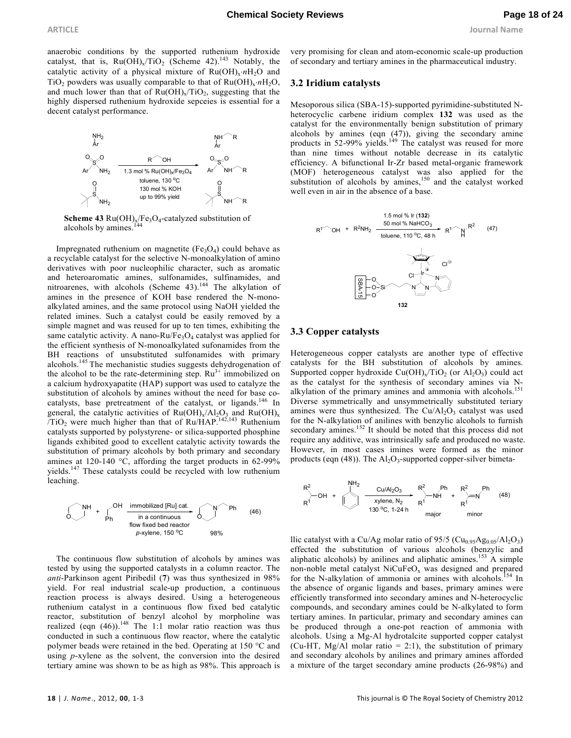anaerobic conditions by the supported ruthenium hydroxide catalyst, that is, $Ru(OH)_x/TiO_2$ (Scheme 42).[143] Notably, the catalytic activity of a physical mixture of $Ru(OH)_x{\cdot}nH_2O$ and $TiO_2$ powders was usually comparable to that of $Ru(OH)_x{\cdot}nH_2O$, and much lower than that of $Ru(OH)_x/TiO_2$, suggesting that the highly dispersed ruthenium hydroxide sepceies is essential for a decent catalyst performance.

**Scheme 43** $Ru(OH)_x/Fe_3O_4$-catalyzed substitution of alcohols by amines.[144]

Impregnated ruthenium on magnetite ($Fe_3O_4$) could behave as a recyclable catalyst for the selective N-monoalkylation of amino derivatives with poor nucleophilic character, such as aromatic and heteroaromatic amines, sulfonamides, sulfinamides, and nitroarenes, with alcohols (Scheme 43).[144] The alkylation of amines in the presence of KOH base rendered the N-monoalkylated amines, and the same protocol using NaOH yielded the related imines. Such a catalyst could be easily removed by a simple magnet and was reused for up to ten times, exhibiting the same catalytic activity. A nano-$Ru/Fe_3O_4$ catalyst was applied for the efficient synthesis of N-monoalkylated sufonamides from the BH reactions of unsubstituted sulfonamides with primary alcohols.[145] The mechanistic studies suggests dehydrogenation of the alcohol to be the rate-determining step. $Ru^{3+}$ immobilized on a calcium hydroxyapatite (HAP) support was used to catalyze the substitution of alcohols by amines without the need for base co-catalysts, base pretreatment of the catalyst, or ligands.[146] In general, the catalytic activities of $Ru(OH)_x/Al_2O_3$ and $Ru(OH)_x/TiO_2$ were much higher than that of Ru/HAP.[142,143] Ruthenium catalysts supported by polystyrene- or silica-supported phosphine ligands exhibited good to excellent catalytic activity towards the substitution of primary alcohols by both primary and secondary amines at 120-140 °C, affording the target products in 62-99% yields.[147] These catalysts could be recycled with low ruthenium leaching.

The continuous flow substitution of alcohols by amines was tested by using the supported catalysts in a column reactor. The *anti*-Parkinson agent Piribedil (**7**) was thus synthesized in 98% yield. For real industrial scale-up production, a continuous reaction process is always desired. Using a heterogeneous ruthenium catalyst in a continuous flow fixed bed catalytic reactor, substitution of benzyl alcohol by morpholine was realized (eqn (46)).[148] The 1:1 molar ratio reaction was thus conducted in such a continuous flow reactor, where the catalytic polymer beads were retained in the bed. Operating at 150 °C and using *p*-xylene as the solvent, the conversion into the desired tertiary amine was shown to be as high as 98%. This approach is very promising for clean and atom-economic scale-up production of secondary and tertiary amines in the pharmaceutical industry.

### 3.2 Iridium catalysts

Mesoporous silica (SBA-15)-supported pyrimidine-substituted N-heterocyclic carbene iridium complex **132** was used as the catalyst for the environmentally benign substitution of primary alcohols by amines (eqn (47)), giving the secondary amine products in 52-99% yields.[149] The catalyst was reused for more than nine times without notable decrease in its catalytic efficiency. A bifunctional Ir-Zr based metal-organic framework (MOF) heterogeneous catalyst was also applied for the substitution of alcohols by amines,[150] and the catalyst worked well even in air in the absence of a base.

### 3.3 Copper catalysts

Heterogeneous copper catalysts are another type of effective catalysts for the BH substitution of alcohols by amines. Supported copper hydroxide $Cu(OH)_x/TiO_2$ (or $Al_2O_3$) could act as the catalyst for the synthesis of secondary amines via N-alkylation of the primary amines and ammonia with alcohols.[151] Diverse symmetrically and unsymmetrically substituted teriary amines were thus synthesized. The $Cu/Al_2O_3$ catalyst was used for the N-alkylation of anilines with benzylic alcohols to furnish secondary amines.[152] It should be noted that this process did not require any additive, was intrinsically safe and produced no waste. However, in most cases imines were formed as the minor products (eqn (48)). The $Al_2O_3$-supported copper-silver bimetallic catalyst with a Cu/Ag molar ratio of 95/5 ($Cu_{0.95}Ag_{0.05}/Al_2O_3$) effected the substitution of various alcohols (benzylic and aliphatic alcohols) by anilines and aliphatic amines.[153] A simple non-noble metal catalyst $NiCuFeO_x$ was designed and prepared for the N-alkylation of ammonia or amines with alcohols.[154] In the absence of organic ligands and bases, primary amines were efficiently transformed into secondary amines and N-heterocyclic compounds, and secondary amines could be N-alkylated to form tertiary amines. In particular, primary and secondary amines can be produced through a one-pot reaction of ammonia with alcohols. Using a Mg-Al hydrotalcite supported copper catalyst (Cu-HT, Mg/Al molar ratio = 2:1), the substitution of primary and secondary alcohols by anilines and primary amines afforded a mixture of the target secondary amine products (26-98%) and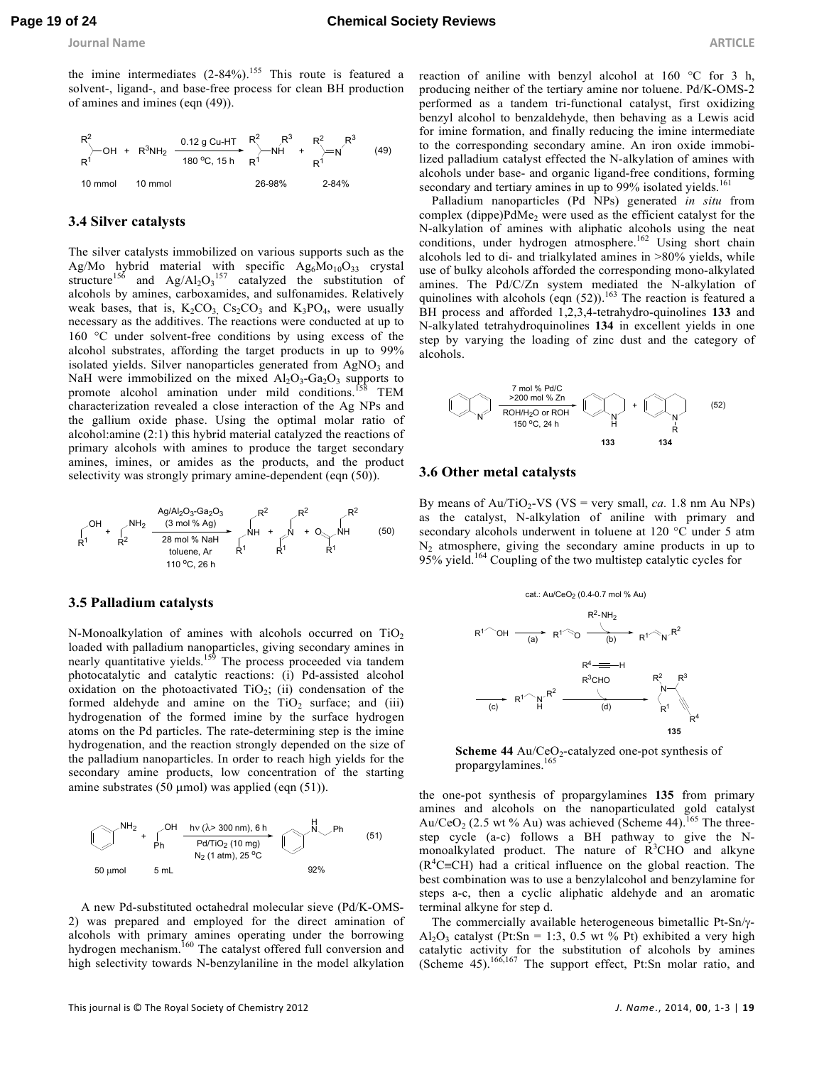the imine intermediates (2-84%).[155] This route is featured a solvent-, ligand-, and base-free process for clean BH production of amines and imines (eqn (49)).

$$\mathrm{R^1R^2CH{-}OH} + \mathrm{R^3NH_2} \xrightarrow[\text{180 °C, 15 h}]{\text{0.12 g Cu-HT}} \mathrm{R^1R^2CH{-}NHR^3} + \mathrm{R^1R^2C{=}NR^3} \quad (49)$$

10 mmol, 10 mmol; 26-98%, 2-84%

### 3.4 Silver catalysts

The silver catalysts immobilized on various supports such as the Ag/Mo hybrid material with specific $Ag_6Mo_{10}O_{33}$ crystal structure[156] and $Ag/Al_2O_3$[157] catalyzed the substitution of alcohols by amines, carboxamides, and sulfonamides. Relatively weak bases, that is, $K_2CO_3$, $Cs_2CO_3$ and $K_3PO_4$, were usually necessary as the additives. The reactions were conducted at up to 160 °C under solvent-free conditions by using excess of the alcohol substrates, affording the target products in up to 99% isolated yields. Silver nanoparticles generated from $AgNO_3$ and NaH were immobilized on the mixed $Al_2O_3$-$Ga_2O_3$ supports to promote alcohol amination under mild conditions.[158] TEM characterization revealed a close interaction of the Ag NPs and the gallium oxide phase. Using the optimal molar ratio of alcohol:amine (2:1) this hybrid material catalyzed the reactions of primary alcohols with amines to produce the target secondary amines, imines, or amides as the products, and the product selectivity was strongly primary amine-dependent (eqn (50)).

$$\mathrm{R^1CH_2OH} + \mathrm{R^2CH_2NH_2} \xrightarrow[\text{28 mol \% NaH, toluene, Ar, 110 °C, 26 h}]{\text{Ag/Al}_2\text{O}_3\text{-Ga}_2\text{O}_3\ \text{(3 mol \% Ag)}} \mathrm{R^1CH_2NHCH_2R^2} + \mathrm{R^1CH{=}NCH_2R^2} + \mathrm{R^1C(O)NHCH_2R^2} \quad (50)$$

### 3.5 Palladium catalysts

N-Monoalkylation of amines with alcohols occurred on $TiO_2$ loaded with palladium nanoparticles, giving secondary amines in nearly quantitative yields.[159] The process proceeded via tandem photocatalytic and catalytic reactions: (i) Pd-assisted alcohol oxidation on the photoactivated $TiO_2$; (ii) condensation of the formed aldehyde and amine on the $TiO_2$ surface; and (iii) hydrogenation of the formed imine by the surface hydrogen atoms on the Pd particles. The rate-determining step is the imine hydrogenation, and the reaction strongly depended on the size of the palladium nanoparticles. In order to reach high yields for the secondary amine products, low concentration of the starting amine substrates (50 μmol) was applied (eqn (51)).

$$\mathrm{PhNH_2} + \mathrm{PhCH_2OH} \xrightarrow[\text{Pd/TiO}_2\text{ (10 mg), N}_2\text{ (1 atm), 25 °C}]{h\nu\ (\lambda > 300\ \text{nm}),\ 6\ \text{h}} \mathrm{PhNHCH_2Ph} \quad (51)$$

50 μmol, 5 mL; 92%

A new Pd-substituted octahedral molecular sieve (Pd/K-OMS-2) was prepared and employed for the direct amination of alcohols with primary amines operating under the borrowing hydrogen mechanism.[160] The catalyst offered full conversion and high selectivity towards N-benzylaniline in the model alkylation reaction of aniline with benzyl alcohol at 160 °C for 3 h, producing neither of the tertiary amine nor toluene. Pd/K-OMS-2 performed as a tandem tri-functional catalyst, first oxidizing benzyl alcohol to benzaldehyde, then behaving as a Lewis acid for imine formation, and finally reducing the imine intermediate to the corresponding secondary amine. An iron oxide immobilized palladium catalyst effected the N-alkylation of amines with alcohols under base- and organic ligand-free conditions, forming secondary and tertiary amines in up to 99% isolated yields.[161]

Palladium nanoparticles (Pd NPs) generated *in situ* from complex (dippe)$PdMe_2$ were used as the efficient catalyst for the N-alkylation of amines with aliphatic alcohols using the neat conditions, under hydrogen atmosphere.[162] Using short chain alcohols led to di- and trialkylated amines in >80% yields, while use of bulky alcohols afforded the corresponding mono-alkylated amines. The Pd/C/Zn system mediated the N-alkylation of quinolines with alcohols (eqn (52)).[163] The reaction is featured a BH process and afforded 1,2,3,4-tetrahydro-quinolines **133** and N-alkylated tetrahydroquinolines **134** in excellent yields in one step by varying the loading of zinc dust and the category of alcohols.

$$\text{quinoline} \xrightarrow[\text{ROH/H}_2\text{O or ROH, 150 °C, 24 h}]{\text{7 mol \% Pd/C, >200 mol \% Zn}} \textbf{133}\ (\text{N-H}) + \textbf{134}\ (\text{N-R}) \quad (52)$$

### 3.6 Other metal catalysts

By means of $Au/TiO_2$-VS (VS = very small, *ca.* 1.8 nm Au NPs) as the catalyst, N-alkylation of aniline with primary and secondary alcohols underwent in toluene at 120 °C under 5 atm $N_2$ atmosphere, giving the secondary amine products in up to 95% yield.[164] Coupling of the two multistep catalytic cycles for the one-pot synthesis of propargylamines **135** from primary amines and alcohols on the nanoparticulated gold catalyst $Au/CeO_2$ (2.5 wt % Au) was achieved (Scheme 44).[165] The three-step cycle (a-c) follows a BH pathway to give the N-monoalkylated product. The nature of $R^3CHO$ and alkyne ($R^4C{\equiv}CH$) had a critical influence on the global reaction. The best combination was to use a benzylalcohol and benzylamine for steps a-c, then a cyclic aliphatic aldehyde and an aromatic terminal alkyne for step d.

cat.: $Au/CeO_2$ (0.4-0.7 mol % Au)

$$\mathrm{R^1CH_2OH} \xrightarrow{(a)} \mathrm{R^1CHO} \xrightarrow[(b)]{\mathrm{R^2\text{-}NH_2}} \mathrm{R^1CH{=}NR^2} \xrightarrow{(c)} \mathrm{R^1CH_2NHR^2} \xrightarrow[(d)]{\mathrm{R^4C{\equiv}CH},\ \mathrm{R^3CHO}} \textbf{135}$$

**Scheme 44** $Au/CeO_2$-catalyzed one-pot synthesis of propargylamines.[165]

The commercially available heterogeneous bimetallic Pt-Sn/γ-$Al_2O_3$ catalyst (Pt:Sn = 1:3, 0.5 wt % Pt) exhibited a very high catalytic activity for the substitution of alcohols by amines (Scheme 45).[166,167] The support effect, Pt:Sn molar ratio, and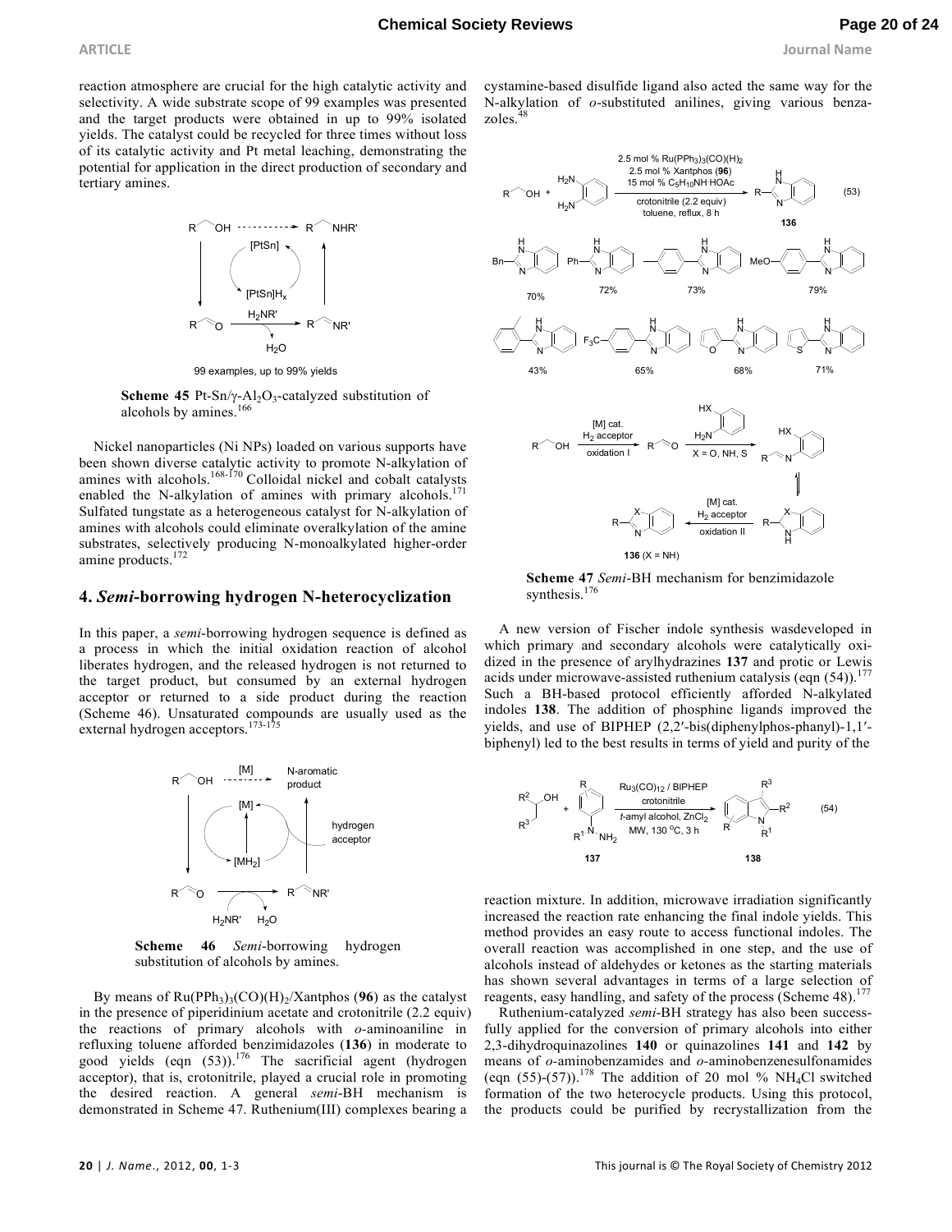reaction atmosphere are crucial for the high catalytic activity and selectivity. A wide substrate scope of 99 examples was presented and the target products were obtained in up to 99% isolated yields. The catalyst could be recycled for three times without loss of its catalytic activity and Pt metal leaching, demonstrating the potential for application in the direct production of secondary and tertiary amines.

99 examples, up to 99% yields

**Scheme 45** Pt-Sn/γ-$Al_2O_3$-catalyzed substitution of alcohols by amines.[166]

Nickel nanoparticles (Ni NPs) loaded on various supports have been shown diverse catalytic activity to promote N-alkylation of amines with alcohols.[168-170] Colloidal nickel and cobalt catalysts enabled the N-alkylation of amines with primary alcohols.[171] Sulfated tungstate as a heterogeneous catalyst for N-alkylation of amines with alcohols could eliminate overalkylation of the amine substrates, selectively producing N-monoalkylated higher-order amine products.[172]

## 4. *Semi*-borrowing hydrogen N-heterocyclization

In this paper, a *semi*-borrowing hydrogen sequence is defined as a process in which the initial oxidation reaction of alcohol liberates hydrogen, and the released hydrogen is not returned to the target product, but consumed by an external hydrogen acceptor or returned to a side product during the reaction (Scheme 46). Unsaturated compounds are usually used as the external hydrogen acceptors.[173-175]

**Scheme 46** *Semi*-borrowing hydrogen substitution of alcohols by amines.

By means of $Ru(PPh_3)_3(CO)(H)_2$/Xantphos (**96**) as the catalyst in the presence of piperidinium acetate and crotonitrile (2.2 equiv) the reactions of primary alcohols with *o*-aminoaniline in refluxing toluene afforded benzimidazoles (**136**) in moderate to good yields (eqn (53)).[176] The sacrificial agent (hydrogen acceptor), that is, crotonitrile, played a crucial role in promoting the desired reaction. A general *semi*-BH mechanism is demonstrated in Scheme 47. Ruthenium(III) complexes bearing a cystamine-based disulfide ligand also acted the same way for the N-alkylation of *o*-substituted anilines, giving various benzazoles.[48]

(53)

**Scheme 47** *Semi*-BH mechanism for benzimidazole synthesis.[176]

A new version of Fischer indole synthesis wasdeveloped in which primary and secondary alcohols were catalytically oxidized in the presence of arylhydrazines **137** and protic or Lewis acids under microwave-assisted ruthenium catalysis (eqn (54)).[177] Such a BH-based protocol efficiently afforded N-alkylated indoles **138**. The addition of phosphine ligands improved the yields, and use of BIPHEP (2,2′-bis(diphenylphos-phanyl)-1,1′-biphenyl) led to the best results in terms of yield and purity of the

(54)

reaction mixture. In addition, microwave irradiation significantly increased the reaction rate enhancing the final indole yields. This method provides an easy route to access functional indoles. The overall reaction was accomplished in one step, and the use of alcohols instead of aldehydes or ketones as the starting materials has shown several advantages in terms of a large selection of reagents, easy handling, and safety of the process (Scheme 48).[177]

Ruthenium-catalyzed *semi*-BH strategy has also been successfully applied for the conversion of primary alcohols into either 2,3-dihydroquinazolines **140** or quinazolines **141** and **142** by means of *o*-aminobenzamides and *o*-aminobenzenesulfonamides (eqn (55)-(57)).[178] The addition of 20 mol % $NH_4Cl$ switched formation of the two heterocycle products. Using this protocol, the products could be purified by recrystallization from the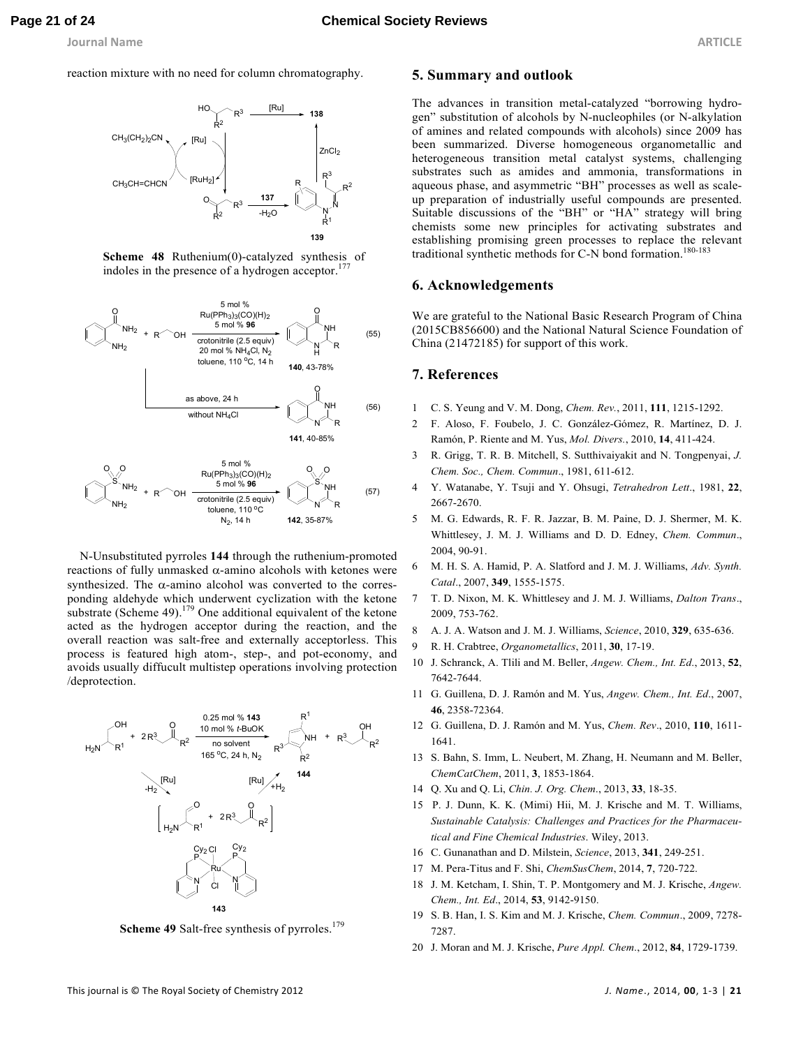reaction mixture with no need for column chromatography.

**Scheme 48** Ruthenium(0)-catalyzed synthesis of indoles in the presence of a hydrogen acceptor.[177]

N-Unsubstituted pyrroles **144** through the ruthenium-promoted reactions of fully unmasked α-amino alcohols with ketones were synthesized. The α-amino alcohol was converted to the corresponding aldehyde which underwent cyclization with the ketone substrate (Scheme 49).[179] One additional equivalent of the ketone acted as the hydrogen acceptor during the reaction, and the overall reaction was salt-free and externally acceptorless. This process is featured high atom-, step-, and pot-economy, and avoids usually diffucult multistep operations involving protection /deprotection.

**Scheme 49** Salt-free synthesis of pyrroles.[179]

## 5. Summary and outlook

The advances in transition metal-catalyzed "borrowing hydrogen" substitution of alcohols by N-nucleophiles (or N-alkylation of amines and related compounds with alcohols) since 2009 has been summarized. Diverse homogeneous organometallic and heterogeneous transition metal catalyst systems, challenging substrates such as amides and ammonia, transformations in aqueous phase, and asymmetric "BH" processes as well as scale-up preparation of industrially useful compounds are presented. Suitable discussions of the "BH" or "HA" strategy will bring chemists some new principles for activating substrates and establishing promising green processes to replace the relevant traditional synthetic methods for C-N bond formation.[180-183]

## 6. Acknowledgements

We are grateful to the National Basic Research Program of China (2015CB856600) and the National Natural Science Foundation of China (21472185) for support of this work.

## 7. References

1. C. S. Yeung and V. M. Dong, *Chem. Rev.*, 2011, **111**, 1215-1292.
2. F. Aloso, F. Foubelo, J. C. González-Gómez, R. Martínez, D. J. Ramón, P. Riente and M. Yus, *Mol. Divers.*, 2010, **14**, 411-424.
3. R. Grigg, T. R. B. Mitchell, S. Sutthivaiyakit and N. Tongpenyai, *J. Chem. Soc., Chem. Commun*., 1981, 611-612.
4. Y. Watanabe, Y. Tsuji and Y. Ohsugi, *Tetrahedron Lett*., 1981, **22**, 2667-2670.
5. M. G. Edwards, R. F. R. Jazzar, B. M. Paine, D. J. Shermer, M. K. Whittlesey, J. M. J. Williams and D. D. Edney, *Chem. Commun*., 2004, 90-91.
6. M. H. S. A. Hamid, P. A. Slatford and J. M. J. Williams, *Adv. Synth. Catal*., 2007, **349**, 1555-1575.
7. T. D. Nixon, M. K. Whittlesey and J. M. J. Williams, *Dalton Trans*., 2009, 753-762.
8. A. J. A. Watson and J. M. J. Williams, *Science*, 2010, **329**, 635-636.
9. R. H. Crabtree, *Organometallics*, 2011, **30**, 17-19.
10. J. Schranck, A. Tlili and M. Beller, *Angew. Chem., Int. Ed*., 2013, **52**, 7642-7644.
11. G. Guillena, D. J. Ramón and M. Yus, *Angew. Chem., Int. Ed*., 2007, **46**, 2358-72364.
12. G. Guillena, D. J. Ramón and M. Yus, *Chem. Rev*., 2010, **110**, 1611-1641.
13. S. Bahn, S. Imm, L. Neubert, M. Zhang, H. Neumann and M. Beller, *ChemCatChem*, 2011, **3**, 1853-1864.
14. Q. Xu and Q. Li, *Chin. J. Org. Chem*., 2013, **33**, 18-35.
15. P. J. Dunn, K. K. (Mimi) Hii, M. J. Krische and M. T. Williams, *Sustainable Catalysis: Challenges and Practices for the Pharmaceutical and Fine Chemical Industries*. Wiley, 2013.
16. C. Gunanathan and D. Milstein, *Science*, 2013, **341**, 249-251.
17. M. Pera-Titus and F. Shi, *ChemSusChem*, 2014, **7**, 720-722.
18. J. M. Ketcham, I. Shin, T. P. Montgomery and M. J. Krische, *Angew. Chem., Int. Ed*., 2014, **53**, 9142-9150.
19. S. B. Han, I. S. Kim and M. J. Krische, *Chem. Commun*., 2009, 7278-7287.
20. J. Moran and M. J. Krische, *Pure Appl. Chem*., 2012, **84**, 1729-1739.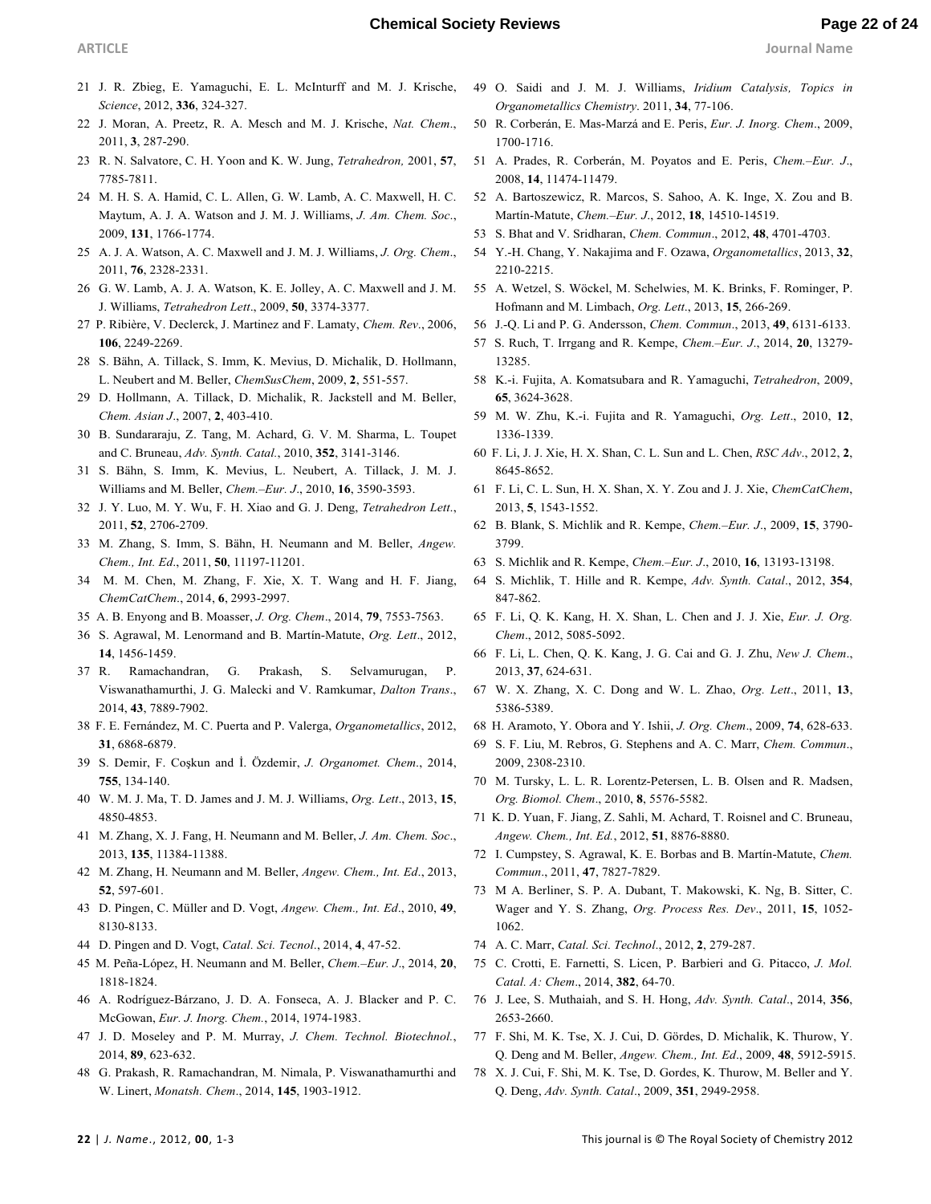21 J. R. Zbieg, E. Yamaguchi, E. L. McInturff and M. J. Krische, *Science*, 2012, **336**, 324-327.

22 J. Moran, A. Preetz, R. A. Mesch and M. J. Krische, *Nat. Chem*., 2011, **3**, 287-290.

23 R. N. Salvatore, C. H. Yoon and K. W. Jung, *Tetrahedron,* 2001, **57**, 7785-7811.

24 M. H. S. A. Hamid, C. L. Allen, G. W. Lamb, A. C. Maxwell, H. C. Maytum, A. J. A. Watson and J. M. J. Williams, *J. Am. Chem. Soc*., 2009, **131**, 1766-1774.

25 A. J. A. Watson, A. C. Maxwell and J. M. J. Williams, *J. Org. Chem*., 2011, **76**, 2328-2331.

26 G. W. Lamb, A. J. A. Watson, K. E. Jolley, A. C. Maxwell and J. M. J. Williams, *Tetrahedron Lett*., 2009, **50**, 3374-3377.

27 P. Ribière, V. Declerck, J. Martinez and F. Lamaty, *Chem. Rev.*, 2006, **106**, 2249-2269.

28 S. Bähn, A. Tillack, S. Imm, K. Mevius, D. Michalik, D. Hollmann, L. Neubert and M. Beller, *ChemSusChem*, 2009, **2**, 551-557.

29 D. Hollmann, A. Tillack, D. Michalik, R. Jackstell and M. Beller, *Chem. Asian J*., 2007, **2**, 403-410.

30 B. Sundararaju, Z. Tang, M. Achard, G. V. M. Sharma, L. Toupet and C. Bruneau, *Adv. Synth. Catal.*, 2010, **352**, 3141-3146.

31 S. Bähn, S. Imm, K. Mevius, L. Neubert, A. Tillack, J. M. J. Williams and M. Beller, *Chem.–Eur. J*., 2010, **16**, 3590-3593.

32 J. Y. Luo, M. Y. Wu, F. H. Xiao and G. J. Deng, *Tetrahedron Lett*., 2011, **52**, 2706-2709.

33 M. Zhang, S. Imm, S. Bähn, H. Neumann and M. Beller, *Angew. Chem., Int. Ed*., 2011, **50**, 11197-11201.

34 M. M. Chen, M. Zhang, F. Xie, X. T. Wang and H. F. Jiang, *ChemCatChem*., 2014, **6**, 2993-2997.

35 A. B. Enyong and B. Moasser, *J. Org. Chem*., 2014, **79**, 7553-7563.

36 S. Agrawal, M. Lenormand and B. Martín-Matute, *Org. Lett*., 2012, **14**, 1456-1459.

37 R. Ramachandran, G. Prakash, S. Selvamurugan, P. Viswanathamurthi, J. G. Malecki and V. Ramkumar, *Dalton Trans*., 2014, **43**, 7889-7902.

38 F. E. Fernández, M. C. Puerta and P. Valerga, *Organometallics*, 2012, **31**, 6868-6879.

39 S. Demir, F. Coşkun and İ. Özdemir, *J. Organomet. Chem*., 2014, **755**, 134-140.

40 W. M. J. Ma, T. D. James and J. M. J. Williams, *Org. Lett*., 2013, **15**, 4850-4853.

41 M. Zhang, X. J. Fang, H. Neumann and M. Beller, *J. Am. Chem. Soc*., 2013, **135**, 11384-11388.

42 M. Zhang, H. Neumann and M. Beller, *Angew. Chem., Int. Ed*., 2013, **52**, 597-601.

43 D. Pingen, C. Müller and D. Vogt, *Angew. Chem., Int. Ed*., 2010, **49**, 8130-8133.

44 D. Pingen and D. Vogt, *Catal. Sci. Tecnol*., 2014, **4**, 47-52.

45 M. Peña-López, H. Neumann and M. Beller, *Chem.–Eur. J*., 2014, **20**, 1818-1824.

46 A. Rodríguez-Bárzano, J. D. A. Fonseca, A. J. Blacker and P. C. McGowan, *Eur. J. Inorg. Chem*., 2014, 1974-1983.

47 J. D. Moseley and P. M. Murray, *J. Chem. Technol. Biotechnol*., 2014, **89**, 623-632.

48 G. Prakash, R. Ramachandran, M. Nimala, P. Viswanathamurthi and W. Linert, *Monatsh. Chem*., 2014, **145**, 1903-1912.

49 O. Saidi and J. M. J. Williams, *Iridium Catalysis, Topics in Organometallics Chemistry*. 2011, **34**, 77-106.

50 R. Corberán, E. Mas-Marzá and E. Peris, *Eur. J. Inorg. Chem*., 2009, 1700-1716.

51 A. Prades, R. Corberán, M. Poyatos and E. Peris, *Chem.–Eur. J*., 2008, **14**, 11474-11479.

52 A. Bartoszewicz, R. Marcos, S. Sahoo, A. K. Inge, X. Zou and B. Martín-Matute, *Chem.–Eur. J*., 2012, **18**, 14510-14519.

53 S. Bhat and V. Sridharan, *Chem. Commun*., 2012, **48**, 4701-4703.

54 Y.-H. Chang, Y. Nakajima and F. Ozawa, *Organometallics*, 2013, **32**, 2210-2215.

55 A. Wetzel, S. Wöckel, M. Schelwies, M. K. Brinks, F. Rominger, P. Hofmann and M. Limbach, *Org. Lett*., 2013, **15**, 266-269.

56 J.-Q. Li and P. G. Andersson, *Chem. Commun*., 2013, **49**, 6131-6133.

57 S. Ruch, T. Irrgang and R. Kempe, *Chem.–Eur. J*., 2014, **20**, 13279-13285.

58 K.-i. Fujita, A. Komatsubara and R. Yamaguchi, *Tetrahedron*, 2009, **65**, 3624-3628.

59 M. W. Zhu, K.-i. Fujita and R. Yamaguchi, *Org. Lett*., 2010, **12**, 1336-1339.

60 F. Li, J. J. Xie, H. X. Shan, C. L. Sun and L. Chen, *RSC Adv*., 2012, **2**, 8645-8652.

61 F. Li, C. L. Sun, H. X. Shan, X. Y. Zou and J. J. Xie, *ChemCatChem*, 2013, **5**, 1543-1552.

62 B. Blank, S. Michlik and R. Kempe, *Chem.–Eur. J*., 2009, **15**, 3790-3799.

63 S. Michlik and R. Kempe, *Chem.–Eur. J*., 2010, **16**, 13193-13198.

64 S. Michlik, T. Hille and R. Kempe, *Adv. Synth. Catal*., 2012, **354**, 847-862.

65 F. Li, Q. K. Kang, H. X. Shan, L. Chen and J. J. Xie, *Eur. J. Org. Chem*., 2012, 5085-5092.

66 F. Li, L. Chen, Q. K. Kang, J. G. Cai and G. J. Zhu, *New J. Chem*., 2013, **37**, 624-631.

67 W. X. Zhang, X. C. Dong and W. L. Zhao, *Org. Lett*., 2011, **13**, 5386-5389.

68 H. Aramoto, Y. Obora and Y. Ishii, *J. Org. Chem*., 2009, **74**, 628-633.

69 S. F. Liu, M. Rebros, G. Stephens and A. C. Marr, *Chem. Commun*., 2009, 2308-2310.

70 M. Tursky, L. L. R. Lorentz-Petersen, L. B. Olsen and R. Madsen, *Org. Biomol. Chem*., 2010, **8**, 5576-5582.

71 K. D. Yuan, F. Jiang, Z. Sahli, M. Achard, T. Roisnel and C. Bruneau, *Angew. Chem., Int. Ed.*, 2012, **51**, 8876-8880.

72 I. Cumpstey, S. Agrawal, K. E. Borbas and B. Martín-Matute, *Chem. Commun*., 2011, **47**, 7827-7829.

73 M A. Berliner, S. P. A. Dubant, T. Makowski, K. Ng, B. Sitter, C. Wager and Y. S. Zhang, *Org. Process Res. Dev*., 2011, **15**, 1052-1062.

74 A. C. Marr, *Catal. Sci. Technol*., 2012, **2**, 279-287.

75 C. Crotti, E. Farnetti, S. Licen, P. Barbieri and G. Pitacco, *J. Mol. Catal. A: Chem*., 2014, **382**, 64-70.

76 J. Lee, S. Muthaiah, and S. H. Hong, *Adv. Synth. Catal*., 2014, **356**, 2653-2660.

77 F. Shi, M. K. Tse, X. J. Cui, D. Gördes, D. Michalik, K. Thurow, Y. Q. Deng and M. Beller, *Angew. Chem., Int. Ed*., 2009, **48**, 5912-5915.

78 X. J. Cui, F. Shi, M. K. Tse, D. Gordes, K. Thurow, M. Beller and Y. Q. Deng, *Adv. Synth. Catal*., 2009, **351**, 2949-2958.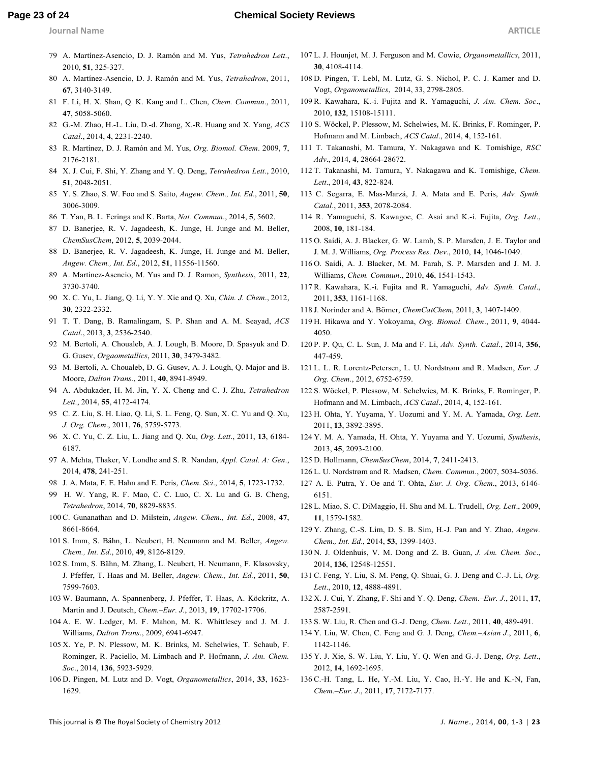79 A. Martínez-Asencio, D. J. Ramón and M. Yus, *Tetrahedron Lett*., 2010, **51**, 325-327.

80 A. Martínez-Asencio, D. J. Ramón and M. Yus, *Tetrahedron*, 2011, **67**, 3140-3149.

81 F. Li, H. X. Shan, Q. K. Kang and L. Chen, *Chem. Commun*., 2011, **47**, 5058-5060.

82 G.-M. Zhao, H.-L. Liu, D.-d. Zhang, X.-R. Huang and X. Yang, *ACS Catal*., 2014, **4**, 2231-2240.

83 R. Martínez, D. J. Ramón and M. Yus, *Org. Biomol. Chem*. 2009, **7**, 2176-2181.

84 X. J. Cui, F. Shi, Y. Zhang and Y. Q. Deng, *Tetrahedron Lett*., 2010, **51**, 2048-2051.

85 Y. S. Zhao, S. W. Foo and S. Saito, *Angew. Chem., Int. Ed*., 2011, **50**, 3006-3009.

86 T. Yan, B. L. Feringa and K. Barta, *Nat. Commun*., 2014, **5**, 5602.

87 D. Banerjee, R. V. Jagadeesh, K. Junge, H. Junge and M. Beller, *ChemSusChem*, 2012, **5**, 2039-2044.

88 D. Banerjee, R. V. Jagadeesh, K. Junge, H. Junge and M. Beller, *Angew. Chem., Int. Ed*., 2012, **51**, 11556-11560.

89 A. Martinez-Asencio, M. Yus and D. J. Ramon, *Synthesis*, 2011, **22**, 3730-3740.

90 X. C. Yu, L. Jiang, Q. Li, Y. Y. Xie and Q. Xu, *Chin. J. Chem*., 2012, **30**, 2322-2332.

91 T. T. Dang, B. Ramalingam, S. P. Shan and A. M. Seayad, *ACS Catal*., 2013, **3**, 2536-2540.

92 M. Bertoli, A. Choualeb, A. J. Lough, B. Moore, D. Spasyuk and D. G. Gusev, *Orgaometallics*, 2011, **30**, 3479-3482.

93 M. Bertoli, A. Choualeb, D. G. Gusev, A. J. Lough, Q. Major and B. Moore, *Dalton Trans*., 2011, **40**, 8941-8949.

94 A. Abdukader, H. M. Jin, Y. X. Cheng and C. J. Zhu, *Tetrahedron Lett*., 2014, **55**, 4172-4174.

95 C. Z. Liu, S. H. Liao, Q. Li, S. L. Feng, Q. Sun, X. C. Yu and Q. Xu, *J. Org. Chem*., 2011, **76**, 5759-5773.

96 X. C. Yu, C. Z. Liu, L. Jiang and Q. Xu, *Org. Lett*., 2011, **13**, 6184-6187.

97 A. Mehta, Thaker, V. Londhe and S. R. Nandan, *Appl. Catal. A: Gen*., 2014, **478**, 241-251.

98 J. A. Mata, F. E. Hahn and E. Peris, *Chem. Sci*., 2014, **5**, 1723-1732.

99 H. W. Yang, R. F. Mao, C. C. Luo, C. X. Lu and G. B. Cheng, *Tetrahedron*, 2014, **70**, 8829-8835.

100 C. Gunanathan and D. Milstein, *Angew. Chem., Int. Ed*., 2008, **47**, 8661-8664.

101 S. Imm, S. Bähn, L. Neubert, H. Neumann and M. Beller, *Angew. Chem., Int. Ed*., 2010, **49**, 8126-8129.

102 S. Imm, S. Bähn, M. Zhang, L. Neubert, H. Neumann, F. Klasovsky, J. Pfeffer, T. Haas and M. Beller, *Angew. Chem., Int. Ed.*, 2011, **50**, 7599-7603.

103 W. Baumann, A. Spannenberg, J. Pfeffer, T. Haas, A. Köckritz, A. Martin and J. Deutsch, *Chem.–Eur. J.*, 2013, **19**, 17702-17706.

104 A. E. W. Ledger, M. F. Mahon, M. K. Whittlesey and J. M. J. Williams, *Dalton Trans*., 2009, 6941-6947.

105 X. Ye, P. N. Plessow, M. K. Brinks, M. Schelwies, T. Schaub, F. Rominger, R. Paciello, M. Limbach and P. Hofmann, *J. Am. Chem. Soc*., 2014, **136**, 5923-5929.

106 D. Pingen, M. Lutz and D. Vogt, *Organometallics*, 2014, **33**, 1623-1629.

107 L. J. Hounjet, M. J. Ferguson and M. Cowie, *Organometallics*, 2011, **30**, 4108-4114.

108 D. Pingen, T. Lebl, M. Lutz, G. S. Nichol, P. C. J. Kamer and D. Vogt, *Organometallics*, 2014, 33, 2798-2805.

109 R. Kawahara, K.-i. Fujita and R. Yamaguchi, *J. Am. Chem. Soc*., 2010, **132**, 15108-15111.

110 S. Wöckel, P. Plessow, M. Schelwies, M. K. Brinks, F. Rominger, P. Hofmann and M. Limbach, *ACS Catal*., 2014, **4**, 152-161.

111 T. Takanashi, M. Tamura, Y. Nakagawa and K. Tomishige, *RSC Adv*., 2014, **4**, 28664-28672.

112 T. Takanashi, M. Tamura, Y. Nakagawa and K. Tomishige, *Chem. Lett*., 2014, **43**, 822-824.

113 C. Segarra, E. Mas-Marzá, J. A. Mata and E. Peris, *Adv. Synth. Catal*., 2011, **353**, 2078-2084.

114 R. Yamaguchi, S. Kawagoe, C. Asai and K.-i. Fujita, *Org. Lett*., 2008, **10**, 181-184.

115 O. Saidi, A. J. Blacker, G. W. Lamb, S. P. Marsden, J. E. Taylor and J. M. J. Williams, *Org. Process Res. Dev*., 2010, **14**, 1046-1049.

116 O. Saidi, A. J. Blacker, M. M. Farah, S. P. Marsden and J. M. J. Williams, *Chem. Commun*., 2010, **46**, 1541-1543.

117 R. Kawahara, K.-i. Fujita and R. Yamaguchi, *Adv. Synth. Catal*., 2011, **353**, 1161-1168.

118 J. Norinder and A. Börner, *ChemCatChem*, 2011, **3**, 1407-1409.

119 H. Hikawa and Y. Yokoyama, *Org. Biomol. Chem*., 2011, **9**, 4044-4050.

120 P. P. Qu, C. L. Sun, J. Ma and F. Li, *Adv. Synth. Catal*., 2014, **356**, 447-459.

121 L. L. R. Lorentz-Petersen, L. U. Nordstrøm and R. Madsen, *Eur. J. Org. Chem*., 2012, 6752-6759.

122 S. Wöckel, P. Plessow, M. Schelwies, M. K. Brinks, F. Rominger, P. Hofmann and M. Limbach, *ACS Catal*., 2014, **4**, 152-161.

123 H. Ohta, Y. Yuyama, Y. Uozumi and Y. M. A. Yamada, *Org. Lett*. 2011, **13**, 3892-3895.

124 Y. M. A. Yamada, H. Ohta, Y. Yuyama and Y. Uozumi, *Synthesis*, 2013, **45**, 2093-2100.

125 D. Hollmann, *ChemSusChem*, 2014, **7**, 2411-2413.

126 L. U. Nordstrøm and R. Madsen, *Chem. Commun*., 2007, 5034-5036.

127 A. E. Putra, Y. Oe and T. Ohta, *Eur. J. Org. Chem*., 2013, 6146-6151.

128 L. Miao, S. C. DiMaggio, H. Shu and M. L. Trudell, *Org. Lett*., 2009, **11**, 1579-1582.

129 Y. Zhang, C.-S. Lim, D. S. B. Sim, H.-J. Pan and Y. Zhao, *Angew. Chem., Int. Ed*., 2014, **53**, 1399-1403.

130 N. J. Oldenhuis, V. M. Dong and Z. B. Guan, *J. Am. Chem. Soc*., 2014, **136**, 12548-12551.

131 C. Feng, Y. Liu, S. M. Peng, Q. Shuai, G. J. Deng and C.-J. Li, *Org. Lett*., 2010, **12**, 4888-4891.

132 X. J. Cui, Y. Zhang, F. Shi and Y. Q. Deng, *Chem.–Eur. J*., 2011, **17**, 2587-2591.

133 S. W. Liu, R. Chen and G.-J. Deng, *Chem. Lett*., 2011, **40**, 489-491.

134 Y. Liu, W. Chen, C. Feng and G. J. Deng, *Chem.–Asian J*., 2011, **6**, 1142-1146.

135 Y. J. Xie, S. W. Liu, Y. Liu, Y. Q. Wen and G.-J. Deng, *Org. Lett*., 2012, **14**, 1692-1695.

136 C.-H. Tang, L. He, Y.-M. Liu, Y. Cao, H.-Y. He and K.-N, Fan, *Chem.–Eur. J*., 2011, **17**, 7172-7177.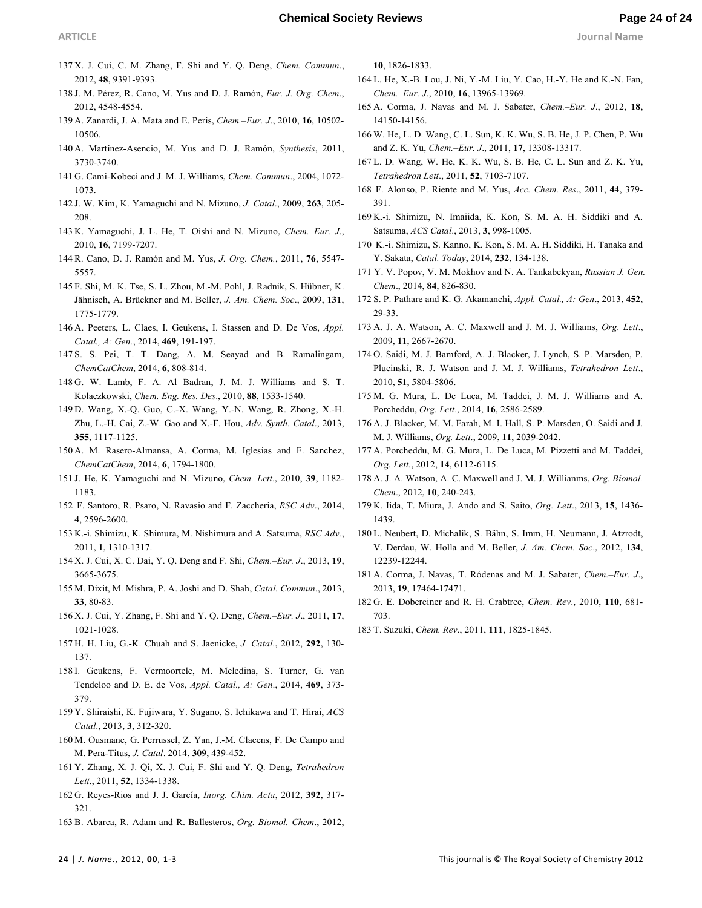137 X. J. Cui, C. M. Zhang, F. Shi and Y. Q. Deng, *Chem. Commun*., 2012, **48**, 9391-9393.

138 J. M. Pérez, R. Cano, M. Yus and D. J. Ramón, *Eur. J. Org. Chem*., 2012, 4548-4554.

139 A. Zanardi, J. A. Mata and E. Peris, *Chem.–Eur. J*., 2010, **16**, 10502-10506.

140 A. Martínez-Asencio, M. Yus and D. J. Ramón, *Synthesis*, 2011, 3730-3740.

141 G. Cami-Kobeci and J. M. J. Williams, *Chem. Commun*., 2004, 1072-1073.

142 J. W. Kim, K. Yamaguchi and N. Mizuno, *J. Catal*., 2009, **263**, 205-208.

143 K. Yamaguchi, J. L. He, T. Oishi and N. Mizuno, *Chem.–Eur. J*., 2010, **16**, 7199-7207.

144 R. Cano, D. J. Ramón and M. Yus, *J. Org. Chem.*, 2011, **76**, 5547-5557.

145 F. Shi, M. K. Tse, S. L. Zhou, M.-M. Pohl, J. Radnik, S. Hübner, K. Jähnisch, A. Brückner and M. Beller, *J. Am. Chem. Soc*., 2009, **131**, 1775-1779.

146 A. Peeters, L. Claes, I. Geukens, I. Stassen and D. De Vos, *Appl. Catal., A: Gen.*, 2014, **469**, 191-197.

147 S. S. Pei, T. T. Dang, A. M. Seayad and B. Ramalingam, *ChemCatChem*, 2014, **6**, 808-814.

148 G. W. Lamb, F. A. Al Badran, J. M. J. Williams and S. T. Kolaczkowski, *Chem. Eng. Res. Des*., 2010, **88**, 1533-1540.

149 D. Wang, X.-Q. Guo, C.-X. Wang, Y.-N. Wang, R. Zhong, X.-H. Zhu, L.-H. Cai, Z.-W. Gao and X.-F. Hou, *Adv. Synth. Catal*., 2013, **355**, 1117-1125.

150 A. M. Rasero-Almansa, A. Corma, M. Iglesias and F. Sanchez, *ChemCatChem*, 2014, **6**, 1794-1800.

151 J. He, K. Yamaguchi and N. Mizuno, *Chem. Lett*., 2010, **39**, 1182-1183.

152 F. Santoro, R. Psaro, N. Ravasio and F. Zaccheria, *RSC Adv*., 2014, **4**, 2596-2600.

153 K.-i. Shimizu, K. Shimura, M. Nishimura and A. Satsuma, *RSC Adv.*, 2011, **1**, 1310-1317.

154 X. J. Cui, X. C. Dai, Y. Q. Deng and F. Shi, *Chem.–Eur. J*., 2013, **19**, 3665-3675.

155 M. Dixit, M. Mishra, P. A. Joshi and D. Shah, *Catal. Commun*., 2013, **33**, 80-83.

156 X. J. Cui, Y. Zhang, F. Shi and Y. Q. Deng, *Chem.–Eur. J*., 2011, **17**, 1021-1028.

157 H. H. Liu, G.-K. Chuah and S. Jaenicke, *J. Catal*., 2012, **292**, 130-137.

158 I. Geukens, F. Vermoortele, M. Meledina, S. Turner, G. van Tendeloo and D. E. de Vos, *Appl. Catal., A: Gen*., 2014, **469**, 373-379.

159 Y. Shiraishi, K. Fujiwara, Y. Sugano, S. Ichikawa and T. Hirai, *ACS Catal*., 2013, **3**, 312-320.

160 M. Ousmane, G. Perrussel, Z. Yan, J.-M. Clacens, F. De Campo and M. Pera-Titus, *J. Catal*. 2014, **309**, 439-452.

161 Y. Zhang, X. J. Qi, X. J. Cui, F. Shi and Y. Q. Deng, *Tetrahedron Lett*., 2011, **52**, 1334-1338.

162 G. Reyes-Rios and J. J. García, *Inorg. Chim. Acta*, 2012, **392**, 317-321.

163 B. Abarca, R. Adam and R. Ballesteros, *Org. Biomol. Chem*., 2012, **10**, 1826-1833.

164 L. He, X.-B. Lou, J. Ni, Y.-M. Liu, Y. Cao, H.-Y. He and K.-N. Fan, *Chem.–Eur. J*., 2010, **16**, 13965-13969.

165 A. Corma, J. Navas and M. J. Sabater, *Chem.–Eur. J*., 2012, **18**, 14150-14156.

166 W. He, L. D. Wang, C. L. Sun, K. K. Wu, S. B. He, J. P. Chen, P. Wu and Z. K. Yu, *Chem.–Eur. J*., 2011, **17**, 13308-13317.

167 L. D. Wang, W. He, K. K. Wu, S. B. He, C. L. Sun and Z. K. Yu, *Tetrahedron Lett*., 2011, **52**, 7103-7107.

168 F. Alonso, P. Riente and M. Yus, *Acc. Chem. Res*., 2011, **44**, 379-391.

169 K.-i. Shimizu, N. Imaiida, K. Kon, S. M. A. H. Siddiki and A. Satsuma, *ACS Catal*., 2013, **3**, 998-1005.

170 K.-i. Shimizu, S. Kanno, K. Kon, S. M. A. H. Siddiki, H. Tanaka and Y. Sakata, *Catal. Today*, 2014, **232**, 134-138.

171 Y. V. Popov, V. M. Mokhov and N. A. Tankabekyan, *Russian J. Gen. Chem*., 2014, **84**, 826-830.

172 S. P. Pathare and K. G. Akamanchi, *Appl. Catal., A: Gen*., 2013, **452**, 29-33.

173 A. J. A. Watson, A. C. Maxwell and J. M. J. Williams, *Org. Lett*., 2009, **11**, 2667-2670.

174 O. Saidi, M. J. Bamford, A. J. Blacker, J. Lynch, S. P. Marsden, P. Plucinski, R. J. Watson and J. M. J. Williams, *Tetrahedron Lett*., 2010, **51**, 5804-5806.

175 M. G. Mura, L. De Luca, M. Taddei, J. M. J. Williams and A. Porcheddu, *Org. Lett*., 2014, **16**, 2586-2589.

176 A. J. Blacker, M. M. Farah, M. I. Hall, S. P. Marsden, O. Saidi and J. M. J. Williams, *Org. Lett.*, 2009, **11**, 2039-2042.

177 A. Porcheddu, M. G. Mura, L. De Luca, M. Pizzetti and M. Taddei, *Org. Lett.*, 2012, **14**, 6112-6115.

178 A. J. A. Watson, A. C. Maxwell and J. M. J. Willianms, *Org. Biomol. Chem*., 2012, **10**, 240-243.

179 K. Iida, T. Miura, J. Ando and S. Saito, *Org. Lett*., 2013, **15**, 1436-1439.

180 L. Neubert, D. Michalik, S. Bähn, S. Imm, H. Neumann, J. Atzrodt, V. Derdau, W. Holla and M. Beller, *J. Am. Chem. Soc*., 2012, **134**, 12239-12244.

181 A. Corma, J. Navas, T. Ródenas and M. J. Sabater, *Chem.–Eur. J*., 2013, **19**, 17464-17471.

182 G. E. Dobereiner and R. H. Crabtree, *Chem. Rev*., 2010, **110**, 681-703.

183 T. Suzuki, *Chem. Rev*., 2011, **111**, 1825-1845.